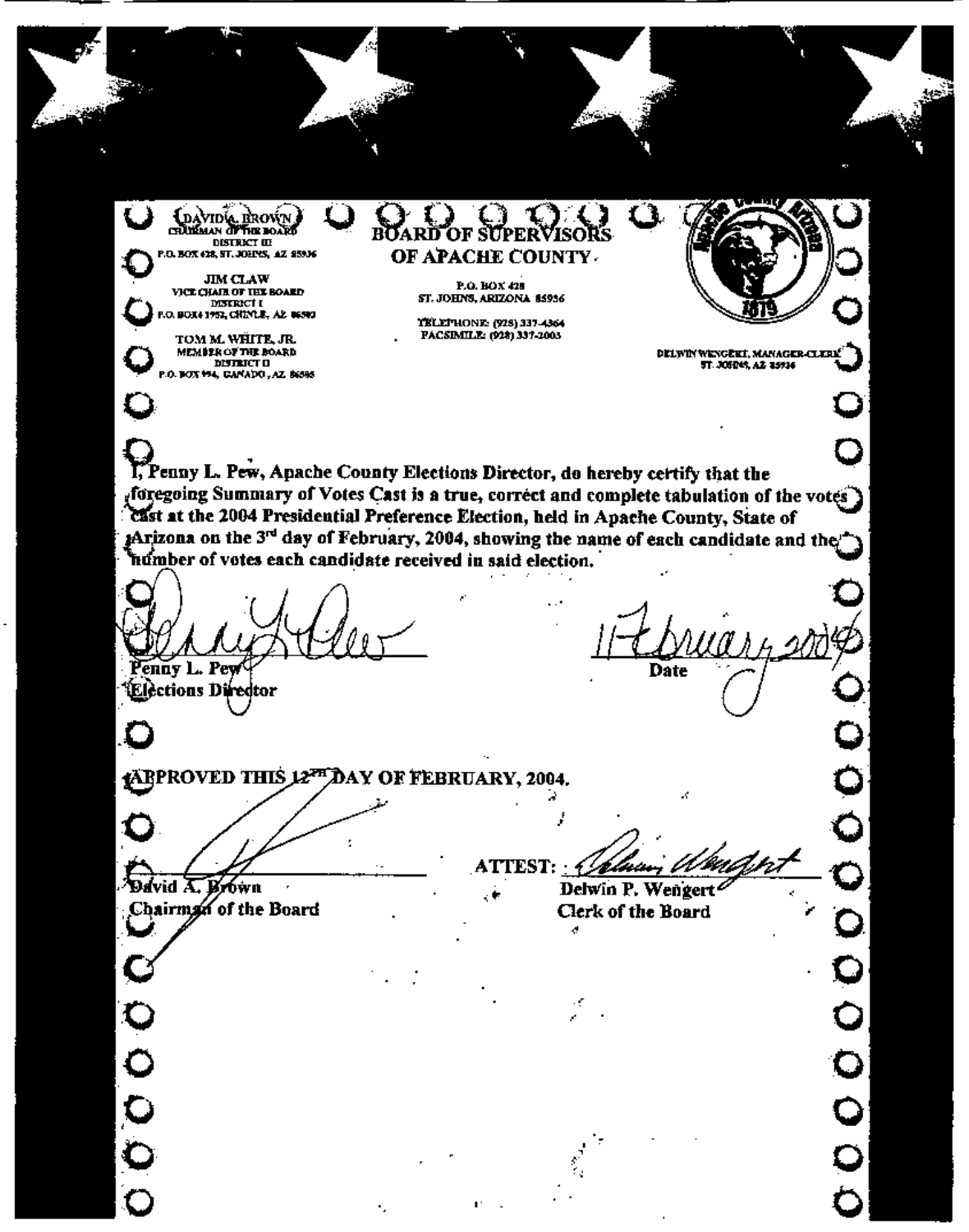DAVID A. BROWN
CHAIRMAN OF THE BOARD
DISTRICT III
P.O. BOX 428, ST. JOHNS, AZ 85936

JIM CLAW
VICE CHAIR OF THE BOARD
DISTRICT I
P.O. BOX 1952, CHINLE, AZ 86503

TOM M. WHITE, JR.
MEMBER OF THE BOARD
DISTRICT II
P.O. BOX 994, GANADO, AZ 86505

# BOARD OF SUPERVISORS OF APACHE COUNTY

P.O. BOX 428
ST. JOHNS, ARIZONA 85936

TELEPHONE: (928) 337-4364
FACSIMILE: (928) 337-2003

DELWIN WENGERT, MANAGER-CLERK
ST. JOHNS, AZ 85936

**I, Penny L. Pew, Apache County Elections Director, do hereby certify that the foregoing Summary of Votes Cast is a true, correct and complete tabulation of the votes cast at the 2004 Presidential Preference Election, held in Apache County, State of Arizona on the 3rd day of February, 2004, showing the name of each candidate and the number of votes each candidate received in said election.**

**Penny L. Pew**
**Elections Director**

11 February 2004
**Date**

**APPROVED THIS 12TH DAY OF FEBRUARY, 2004.**

**David A. Brown**
**Chairman of the Board**

**ATTEST:**
**Delwin P. Wengert**
**Clerk of the Board**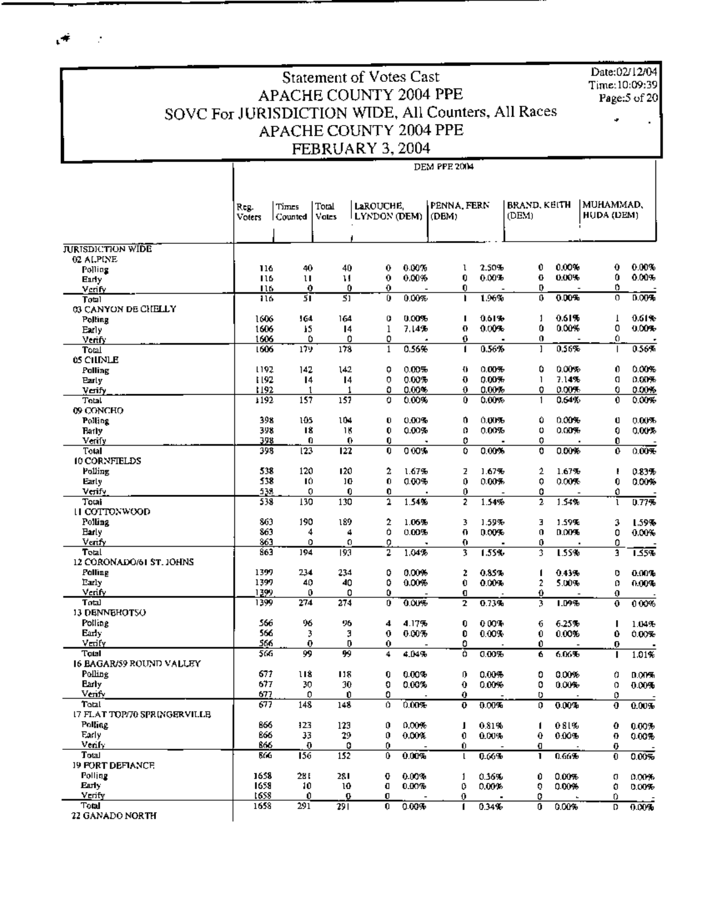# Statement of Votes Cast
## APACHE COUNTY 2004 PPE
## SOVC For JURISDICTION WIDE, All Counters, All Races
## APACHE COUNTY 2004 PPE
## FEBRUARY 3, 2004

Date:02/12/04
Time:10:09:39

DEM PPE 2004

| | Reg. Voters | Times Counted | Total Votes | LaROUCHE, LYNDON (DEM) | | PENNA, FERN (DEM) | | BRAND, KEITH (DEM) | | MUHAMMAD, HUDA (DEM) | |
|---|---|---|---|---|---|---|---|---|---|---|---|
| **JURISDICTION WIDE** | | | | | | | | | | | |
| 02 ALPINE | | | | | | | | | | | |
| Polling | 116 | 40 | 40 | 0 | 0.00% | 1 | 2.50% | 0 | 0.00% | 0 | 0.00% |
| Early | 116 | 11 | 11 | 0 | 0.00% | 0 | 0.00% | 0 | 0.00% | 0 | 0.00% |
| Verify | 116 | 0 | 0 | 0 | - | 0 | - | 0 | - | 0 | - |
| Total | 116 | 51 | 51 | 0 | 0.00% | 1 | 1.96% | 0 | 0.00% | 0 | 0.00% |
| 03 CANYON DE CHELLY | | | | | | | | | | | |
| Polling | 1606 | 164 | 164 | 0 | 0.00% | 1 | 0.61% | 1 | 0.61% | 1 | 0.61% |
| Early | 1606 | 15 | 14 | 1 | 7.14% | 0 | 0.00% | 0 | 0.00% | 0 | 0.00% |
| Verify | 1606 | 0 | 0 | 0 | - | 0 | - | 0 | - | 0 | - |
| Total | 1606 | 179 | 178 | 1 | 0.56% | 1 | 0.56% | 1 | 0.56% | 1 | 0.56% |
| 05 CHINLE | | | | | | | | | | | |
| Polling | 1192 | 142 | 142 | 0 | 0.00% | 0 | 0.00% | 0 | 0.00% | 0 | 0.00% |
| Early | 1192 | 14 | 14 | 0 | 0.00% | 0 | 0.00% | 1 | 7.14% | 0 | 0.00% |
| Verify | 1192 | 1 | 1 | 0 | 0.00% | 0 | 0.00% | 0 | 0.00% | 0 | 0.00% |
| Total | 1192 | 157 | 157 | 0 | 0.00% | 0 | 0.00% | 1 | 0.64% | 0 | 0.00% |
| 09 CONCHO | | | | | | | | | | | |
| Polling | 398 | 105 | 104 | 0 | 0.00% | 0 | 0.00% | 0 | 0.00% | 0 | 0.00% |
| Early | 398 | 18 | 18 | 0 | 0.00% | 0 | 0.00% | 0 | 0.00% | 0 | 0.00% |
| Verify | 398 | 0 | 0 | 0 | - | 0 | - | 0 | - | 0 | - |
| Total | 398 | 123 | 122 | 0 | 0.00% | 0 | 0.00% | 0 | 0.00% | 0 | 0.00% |
| 10 CORNFIELDS | | | | | | | | | | | |
| Polling | 538 | 120 | 120 | 2 | 1.67% | 2 | 1.67% | 2 | 1.67% | 1 | 0.83% |
| Early | 538 | 10 | 10 | 0 | 0.00% | 0 | 0.00% | 0 | 0.00% | 0 | 0.00% |
| Verify | 538 | 0 | 0 | 0 | - | 0 | - | 0 | - | 0 | - |
| Total | 538 | 130 | 130 | 2 | 1.54% | 2 | 1.54% | 2 | 1.54% | 1 | 0.77% |
| 11 COTTONWOOD | | | | | | | | | | | |
| Polling | 863 | 190 | 189 | 2 | 1.06% | 3 | 1.59% | 3 | 1.59% | 3 | 1.59% |
| Early | 863 | 4 | 4 | 0 | 0.00% | 0 | 0.00% | 0 | 0.00% | 0 | 0.00% |
| Verify | 863 | 0 | 0 | 0 | - | 0 | - | 0 | - | 0 | - |
| Total | 863 | 194 | 193 | 2 | 1.04% | 3 | 1.55% | 3 | 1.55% | 3 | 1.55% |
| 12 CORONADO/61 ST. JOHNS | | | | | | | | | | | |
| Polling | 1399 | 234 | 234 | 0 | 0.00% | 2 | 0.85% | 1 | 0.43% | 0 | 0.00% |
| Early | 1399 | 40 | 40 | 0 | 0.00% | 0 | 0.00% | 2 | 5.00% | 0 | 0.00% |
| Verify | 1399 | 0 | 0 | 0 | - | 0 | - | 0 | - | 0 | - |
| Total | 1399 | 274 | 274 | 0 | 0.00% | 2 | 0.73% | 3 | 1.09% | 0 | 0.00% |
| 13 DENNEHOTSO | | | | | | | | | | | |
| Polling | 566 | 96 | 96 | 4 | 4.17% | 0 | 0.00% | 6 | 6.25% | 1 | 1.04% |
| Early | 566 | 3 | 3 | 0 | 0.00% | 0 | 0.00% | 0 | 0.00% | 0 | 0.00% |
| Verify | 566 | 0 | 0 | 0 | - | 0 | - | 0 | - | 0 | - |
| Total | 566 | 99 | 99 | 4 | 4.04% | 0 | 0.00% | 6 | 6.06% | 1 | 1.01% |
| 16 EAGAR/59 ROUND VALLEY | | | | | | | | | | | |
| Polling | 677 | 118 | 118 | 0 | 0.00% | 0 | 0.00% | 0 | 0.00% | 0 | 0.00% |
| Early | 677 | 30 | 30 | 0 | 0.00% | 0 | 0.00% | 0 | 0.00% | 0 | 0.00% |
| Verify | 677 | 0 | 0 | 0 | - | 0 | - | 0 | - | 0 | - |
| Total | 677 | 148 | 148 | 0 | 0.00% | 0 | 0.00% | 0 | 0.00% | 0 | 0.00% |
| 17 FLAT TOP/70 SPRINGERVILLE | | | | | | | | | | | |
| Polling | 866 | 123 | 123 | 0 | 0.00% | 1 | 0.81% | 1 | 0.81% | 0 | 0.00% |
| Early | 866 | 33 | 29 | 0 | 0.00% | 0 | 0.00% | 0 | 0.00% | 0 | 0.00% |
| Verify | 866 | 0 | 0 | 0 | - | 0 | - | 0 | - | 0 | - |
| Total | 866 | 156 | 152 | 0 | 0.00% | 1 | 0.66% | 1 | 0.66% | 0 | 0.00% |
| 19 FORT DEFIANCE | | | | | | | | | | | |
| Polling | 1658 | 281 | 281 | 0 | 0.00% | 1 | 0.36% | 0 | 0.00% | 0 | 0.00% |
| Early | 1658 | 10 | 10 | 0 | 0.00% | 0 | 0.00% | 0 | 0.00% | 0 | 0.00% |
| Verify | 1658 | 0 | 0 | 0 | - | 0 | - | 0 | - | 0 | - |
| Total | 1658 | 291 | 291 | 0 | 0.00% | 1 | 0.34% | 0 | 0.00% | 0 | 0.00% |
| 22 GANADO NORTH | | | | | | | | | | | |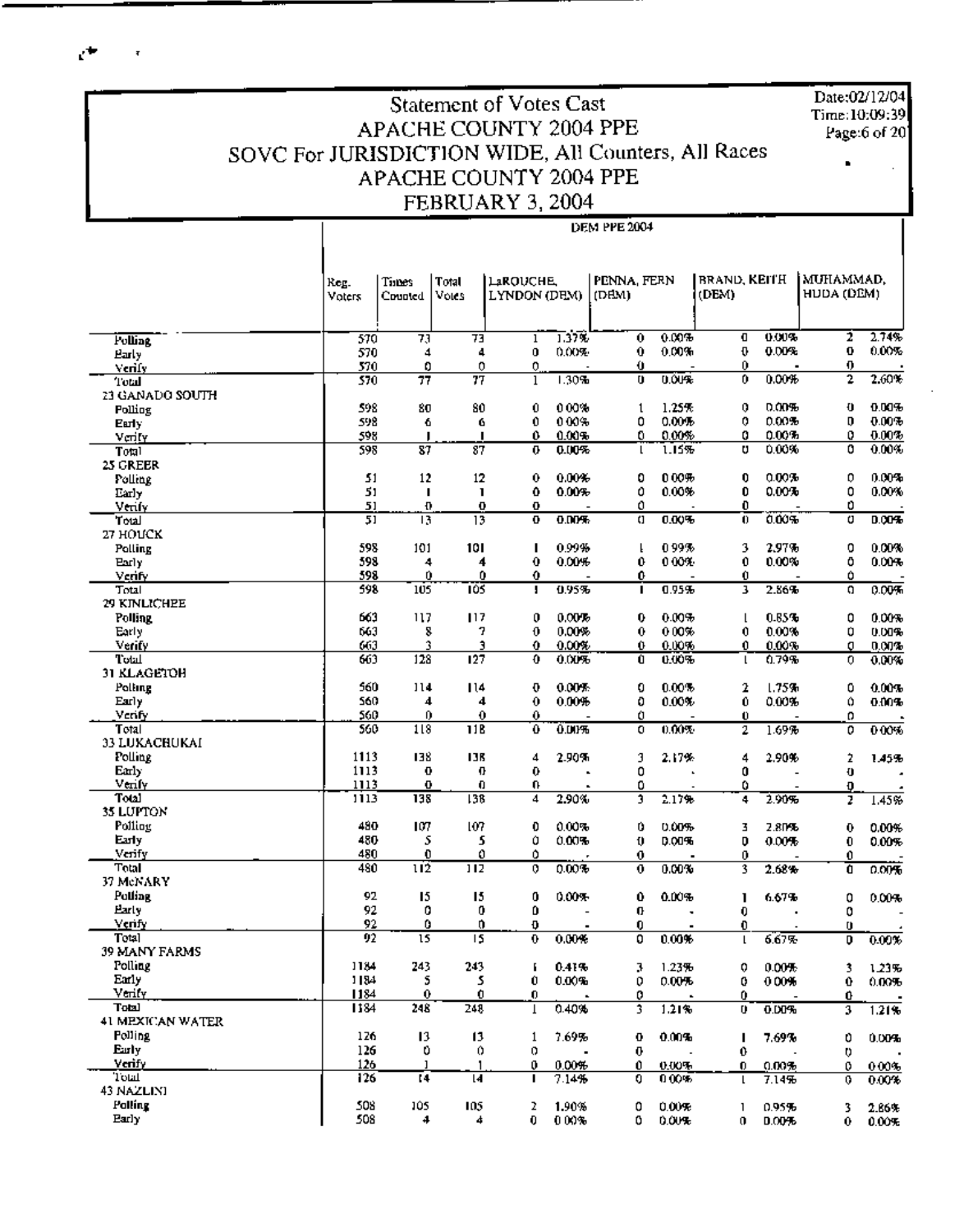# Statement of Votes Cast
## APACHE COUNTY 2004 PPE
## SOVC For JURISDICTION WIDE, All Counters, All Races
## APACHE COUNTY 2004 PPE
## FEBRUARY 3, 2004

Date:02/12/04
Time:10:09:39

| | Reg. Voters | Times Counted | Total Votes | DEM PPE 2004 | | | | | | | |
|---|---|---|---|---|---|---|---|---|---|---|---|
| | | | | LaROUCHE, LYNDON (DEM) | | PENNA, FERN (DEM) | | BRAND, KEITH (DEM) | | MUHAMMAD, HUDA (DEM) | |
| Polling | 570 | 73 | 73 | 1 | 1.37% | 0 | 0.00% | 0 | 0.00% | 2 | 2.74% |
| Early | 570 | 4 | 4 | 0 | 0.00% | 0 | 0.00% | 0 | 0.00% | 0 | 0.00% |
| Verify | 570 | 0 | 0 | 0 | - | 0 | - | 0 | - | 0 | - |
| Total | 570 | 77 | 77 | 1 | 1.30% | 0 | 0.00% | 0 | 0.00% | 2 | 2.60% |
| **23 GANADO SOUTH** | | | | | | | | | | | |
| Polling | 598 | 80 | 80 | 0 | 0.00% | 1 | 1.25% | 0 | 0.00% | 0 | 0.00% |
| Early | 598 | 6 | 6 | 0 | 0.00% | 0 | 0.00% | 0 | 0.00% | 0 | 0.00% |
| Verify | 598 | 1 | 1 | 0 | 0.00% | 0 | 0.00% | 0 | 0.00% | 0 | 0.00% |
| Total | 598 | 87 | 87 | 0 | 0.00% | 1 | 1.15% | 0 | 0.00% | 0 | 0.00% |
| **25 GREER** | | | | | | | | | | | |
| Polling | 51 | 12 | 12 | 0 | 0.00% | 0 | 0.00% | 0 | 0.00% | 0 | 0.00% |
| Early | 51 | 1 | 1 | 0 | 0.00% | 0 | 0.00% | 0 | 0.00% | 0 | 0.00% |
| Verify | 51 | 0 | 0 | 0 | - | 0 | - | 0 | - | 0 | - |
| Total | 51 | 13 | 13 | 0 | 0.00% | 0 | 0.00% | 0 | 0.00% | 0 | 0.00% |
| **27 HOUCK** | | | | | | | | | | | |
| Polling | 598 | 101 | 101 | 1 | 0.99% | 1 | 0.99% | 3 | 2.97% | 0 | 0.00% |
| Early | 598 | 4 | 4 | 0 | 0.00% | 0 | 0.00% | 0 | 0.00% | 0 | 0.00% |
| Verify | 598 | 0 | 0 | 0 | - | 0 | - | 0 | - | 0 | - |
| Total | 598 | 105 | 105 | 1 | 0.95% | 1 | 0.95% | 3 | 2.86% | 0 | 0.00% |
| **29 KINLICHEE** | | | | | | | | | | | |
| Polling | 663 | 117 | 117 | 0 | 0.00% | 0 | 0.00% | 1 | 0.85% | 0 | 0.00% |
| Early | 663 | 8 | 7 | 0 | 0.00% | 0 | 0.00% | 0 | 0.00% | 0 | 0.00% |
| Verify | 663 | 3 | 3 | 0 | 0.00% | 0 | 0.00% | 0 | 0.00% | 0 | 0.00% |
| Total | 663 | 128 | 127 | 0 | 0.00% | 0 | 0.00% | 1 | 0.79% | 0 | 0.00% |
| **31 KLAGETOH** | | | | | | | | | | | |
| Polling | 560 | 114 | 114 | 0 | 0.00% | 0 | 0.00% | 2 | 1.75% | 0 | 0.00% |
| Early | 560 | 4 | 4 | 0 | 0.00% | 0 | 0.00% | 0 | 0.00% | 0 | 0.00% |
| Verify | 560 | 0 | 0 | 0 | - | 0 | - | 0 | - | 0 | - |
| Total | 560 | 118 | 118 | 0 | 0.00% | 0 | 0.00% | 2 | 1.69% | 0 | 0.00% |
| **33 LUKACHUKAI** | | | | | | | | | | | |
| Polling | 1113 | 138 | 138 | 4 | 2.90% | 3 | 2.17% | 4 | 2.90% | 2 | 1.45% |
| Early | 1113 | 0 | 0 | 0 | - | 0 | - | 0 | - | 0 | - |
| Verify | 1113 | 0 | 0 | 0 | - | 0 | - | 0 | - | 0 | - |
| Total | 1113 | 138 | 138 | 4 | 2.90% | 3 | 2.17% | 4 | 2.90% | 2 | 1.45% |
| **35 LUPTON** | | | | | | | | | | | |
| Polling | 480 | 107 | 107 | 0 | 0.00% | 0 | 0.00% | 3 | 2.80% | 0 | 0.00% |
| Early | 480 | 5 | 5 | 0 | 0.00% | 0 | 0.00% | 0 | 0.00% | 0 | 0.00% |
| Verify | 480 | 0 | 0 | 0 | - | 0 | - | 0 | - | 0 | - |
| Total | 480 | 112 | 112 | 0 | 0.00% | 0 | 0.00% | 3 | 2.68% | 0 | 0.00% |
| **37 McNARY** | | | | | | | | | | | |
| Polling | 92 | 15 | 15 | 0 | 0.00% | 0 | 0.00% | 1 | 6.67% | 0 | 0.00% |
| Early | 92 | 0 | 0 | 0 | - | 0 | - | 0 | - | 0 | - |
| Verify | 92 | 0 | 0 | 0 | - | 0 | - | 0 | - | 0 | - |
| Total | 92 | 15 | 15 | 0 | 0.00% | 0 | 0.00% | 1 | 6.67% | 0 | 0.00% |
| **39 MANY FARMS** | | | | | | | | | | | |
| Polling | 1184 | 243 | 243 | 1 | 0.41% | 3 | 1.23% | 0 | 0.00% | 3 | 1.23% |
| Early | 1184 | 5 | 5 | 0 | 0.00% | 0 | 0.00% | 0 | 0.00% | 0 | 0.00% |
| Verify | 1184 | 0 | 0 | 0 | - | 0 | - | 0 | - | 0 | - |
| Total | 1184 | 248 | 248 | 1 | 0.40% | 3 | 1.21% | 0 | 0.00% | 3 | 1.21% |
| **41 MEXICAN WATER** | | | | | | | | | | | |
| Polling | 126 | 13 | 13 | 1 | 7.69% | 0 | 0.00% | 1 | 7.69% | 0 | 0.00% |
| Early | 126 | 0 | 0 | 0 | - | 0 | - | 0 | - | 0 | - |
| Verify | 126 | 1 | 1 | 0 | 0.00% | 0 | 0.00% | 0 | 0.00% | 0 | 0.00% |
| Total | 126 | 14 | 14 | 1 | 7.14% | 0 | 0.00% | 1 | 7.14% | 0 | 0.00% |
| **43 NAZLINI** | | | | | | | | | | | |
| Polling | 508 | 105 | 105 | 2 | 1.90% | 0 | 0.00% | 1 | 0.95% | 3 | 2.86% |
| Early | 508 | 4 | 4 | 0 | 0.00% | 0 | 0.00% | 0 | 0.00% | 0 | 0.00% |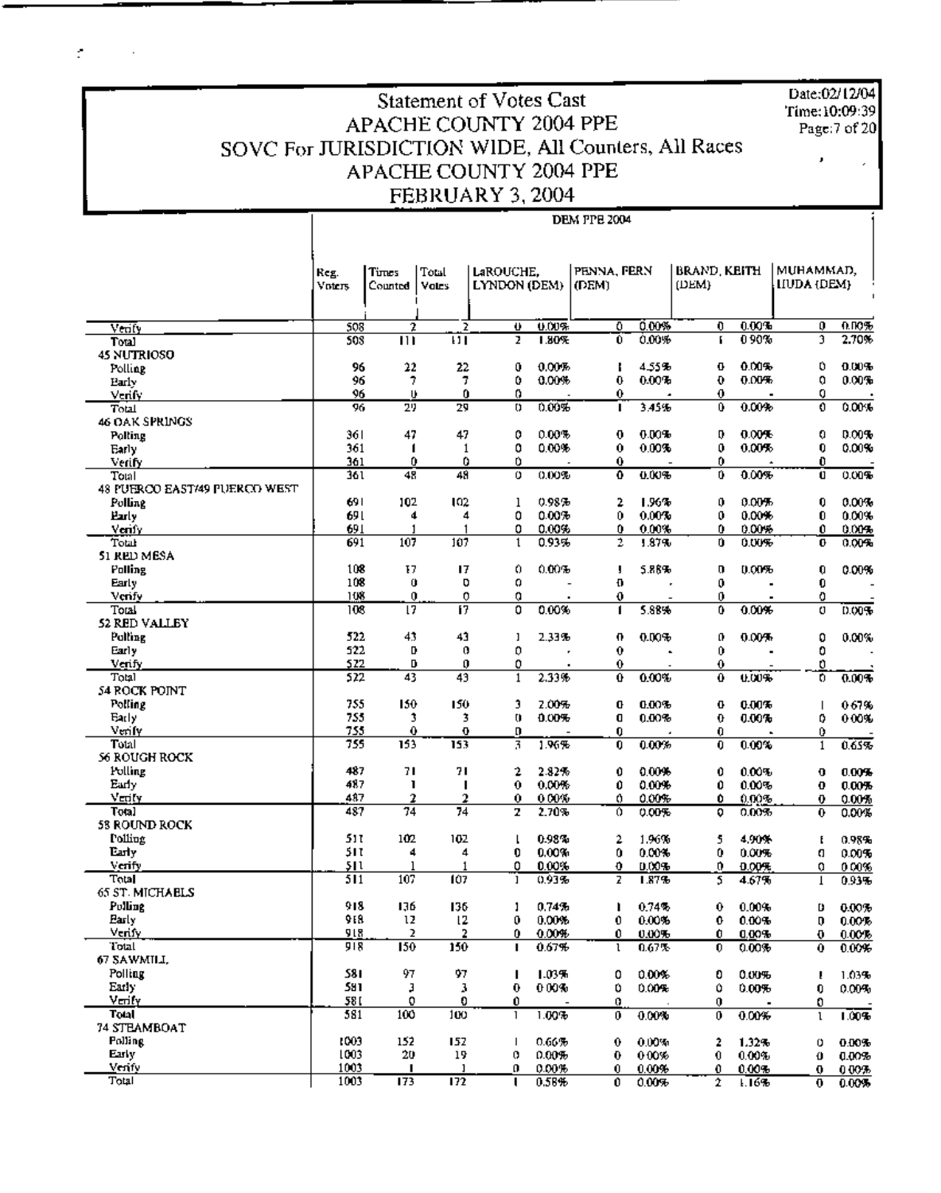# Statement of Votes Cast
## APACHE COUNTY 2004 PPE
## SOVC For JURISDICTION WIDE, All Counters, All Races
## APACHE COUNTY 2004 PPE
## FEBRUARY 3, 2004

Date:02/12/04
Time:10:09:39

DEM PPE 2004

| | Reg. Voters | Times Counted | Total Votes | LaROUCHE, LYNDON (DEM) | | PENNA, FERN (DEM) | | BRAND, KEITH (DEM) | | MUHAMMAD, HUDA (DEM) | |
|---|---|---|---|---|---|---|---|---|---|---|---|
| Verify | 508 | 2 | 2 | 0 | 0.00% | 0 | 0.00% | 0 | 0.00% | 0 | 0.00% |
| Total | 508 | 111 | 111 | 2 | 1.80% | 0 | 0.00% | 1 | 0.90% | 3 | 2.70% |
| **45 NUTRIOSO** | | | | | | | | | | | |
| Polling | 96 | 22 | 22 | 0 | 0.00% | 1 | 4.55% | 0 | 0.00% | 0 | 0.00% |
| Early | 96 | 7 | 7 | 0 | 0.00% | 0 | 0.00% | 0 | 0.00% | 0 | 0.00% |
| Verify | 96 | 0 | 0 | 0 | - | 0 | - | 0 | - | 0 | - |
| Total | 96 | 29 | 29 | 0 | 0.00% | 1 | 3.45% | 0 | 0.00% | 0 | 0.00% |
| **46 OAK SPRINGS** | | | | | | | | | | | |
| Polling | 361 | 47 | 47 | 0 | 0.00% | 0 | 0.00% | 0 | 0.00% | 0 | 0.00% |
| Early | 361 | 1 | 1 | 0 | 0.00% | 0 | 0.00% | 0 | 0.00% | 0 | 0.00% |
| Verify | 361 | 0 | 0 | 0 | - | 0 | - | 0 | - | 0 | - |
| Total | 361 | 48 | 48 | 0 | 0.00% | 0 | 0.00% | 0 | 0.00% | 0 | 0.00% |
| **48 PUERCO EAST/49 PUERCO WEST** | | | | | | | | | | | |
| Polling | 691 | 102 | 102 | 1 | 0.98% | 2 | 1.96% | 0 | 0.00% | 0 | 0.00% |
| Early | 691 | 4 | 4 | 0 | 0.00% | 0 | 0.00% | 0 | 0.00% | 0 | 0.00% |
| Verify | 691 | 1 | 1 | 0 | 0.00% | 0 | 0.00% | 0 | 0.00% | 0 | 0.00% |
| Total | 691 | 107 | 107 | 1 | 0.93% | 2 | 1.87% | 0 | 0.00% | 0 | 0.00% |
| **51 RED MESA** | | | | | | | | | | | |
| Polling | 108 | 17 | 17 | 0 | 0.00% | 1 | 5.88% | 0 | 0.00% | 0 | 0.00% |
| Early | 108 | 0 | 0 | 0 | - | 0 | - | 0 | - | 0 | - |
| Verify | 108 | 0 | 0 | 0 | - | 0 | - | 0 | - | 0 | - |
| Total | 108 | 17 | 17 | 0 | 0.00% | 1 | 5.88% | 0 | 0.00% | 0 | 0.00% |
| **52 RED VALLEY** | | | | | | | | | | | |
| Polling | 522 | 43 | 43 | 1 | 2.33% | 0 | 0.00% | 0 | 0.00% | 0 | 0.00% |
| Early | 522 | 0 | 0 | 0 | - | 0 | - | 0 | - | 0 | - |
| Verify | 522 | 0 | 0 | 0 | - | 0 | - | 0 | - | 0 | - |
| Total | 522 | 43 | 43 | 1 | 2.33% | 0 | 0.00% | 0 | 0.00% | 0 | 0.00% |
| **54 ROCK POINT** | | | | | | | | | | | |
| Polling | 755 | 150 | 150 | 3 | 2.00% | 0 | 0.00% | 0 | 0.00% | 1 | 0.67% |
| Early | 755 | 3 | 3 | 0 | 0.00% | 0 | 0.00% | 0 | 0.00% | 0 | 0.00% |
| Verify | 755 | 0 | 0 | 0 | - | 0 | - | 0 | - | 0 | - |
| Total | 755 | 153 | 153 | 3 | 1.96% | 0 | 0.00% | 0 | 0.00% | 1 | 0.65% |
| **56 ROUGH ROCK** | | | | | | | | | | | |
| Polling | 487 | 71 | 71 | 2 | 2.82% | 0 | 0.00% | 0 | 0.00% | 0 | 0.00% |
| Early | 487 | 1 | 1 | 0 | 0.00% | 0 | 0.00% | 0 | 0.00% | 0 | 0.00% |
| Verify | 487 | 2 | 2 | 0 | 0.00% | 0 | 0.00% | 0 | 0.00% | 0 | 0.00% |
| Total | 487 | 74 | 74 | 2 | 2.70% | 0 | 0.00% | 0 | 0.00% | 0 | 0.00% |
| **58 ROUND ROCK** | | | | | | | | | | | |
| Polling | 511 | 102 | 102 | 1 | 0.98% | 2 | 1.96% | 5 | 4.90% | 1 | 0.98% |
| Early | 511 | 4 | 4 | 0 | 0.00% | 0 | 0.00% | 0 | 0.00% | 0 | 0.00% |
| Verify | 511 | 1 | 1 | 0 | 0.00% | 0 | 0.00% | 0 | 0.00% | 0 | 0.00% |
| Total | 511 | 107 | 107 | 1 | 0.93% | 2 | 1.87% | 5 | 4.67% | 1 | 0.93% |
| **65 ST. MICHAELS** | | | | | | | | | | | |
| Polling | 918 | 136 | 136 | 1 | 0.74% | 1 | 0.74% | 0 | 0.00% | 0 | 0.00% |
| Early | 918 | 12 | 12 | 0 | 0.00% | 0 | 0.00% | 0 | 0.00% | 0 | 0.00% |
| Verify | 918 | 2 | 2 | 0 | 0.00% | 0 | 0.00% | 0 | 0.00% | 0 | 0.00% |
| Total | 918 | 150 | 150 | 1 | 0.67% | 1 | 0.67% | 0 | 0.00% | 0 | 0.00% |
| **67 SAWMILL** | | | | | | | | | | | |
| Polling | 581 | 97 | 97 | 1 | 1.03% | 0 | 0.00% | 0 | 0.00% | 1 | 1.03% |
| Early | 581 | 3 | 3 | 0 | 0.00% | 0 | 0.00% | 0 | 0.00% | 0 | 0.00% |
| Verify | 581 | 0 | 0 | 0 | - | 0 | - | 0 | - | 0 | - |
| Total | 581 | 100 | 100 | 1 | 1.00% | 0 | 0.00% | 0 | 0.00% | 1 | 1.00% |
| **74 STEAMBOAT** | | | | | | | | | | | |
| Polling | 1003 | 152 | 152 | 1 | 0.66% | 0 | 0.00% | 2 | 1.32% | 0 | 0.00% |
| Early | 1003 | 20 | 19 | 0 | 0.00% | 0 | 0.00% | 0 | 0.00% | 0 | 0.00% |
| Verify | 1003 | 1 | 1 | 0 | 0.00% | 0 | 0.00% | 0 | 0.00% | 0 | 0.00% |
| Total | 1003 | 173 | 172 | 1 | 0.58% | 0 | 0.00% | 2 | 1.16% | 0 | 0.00% |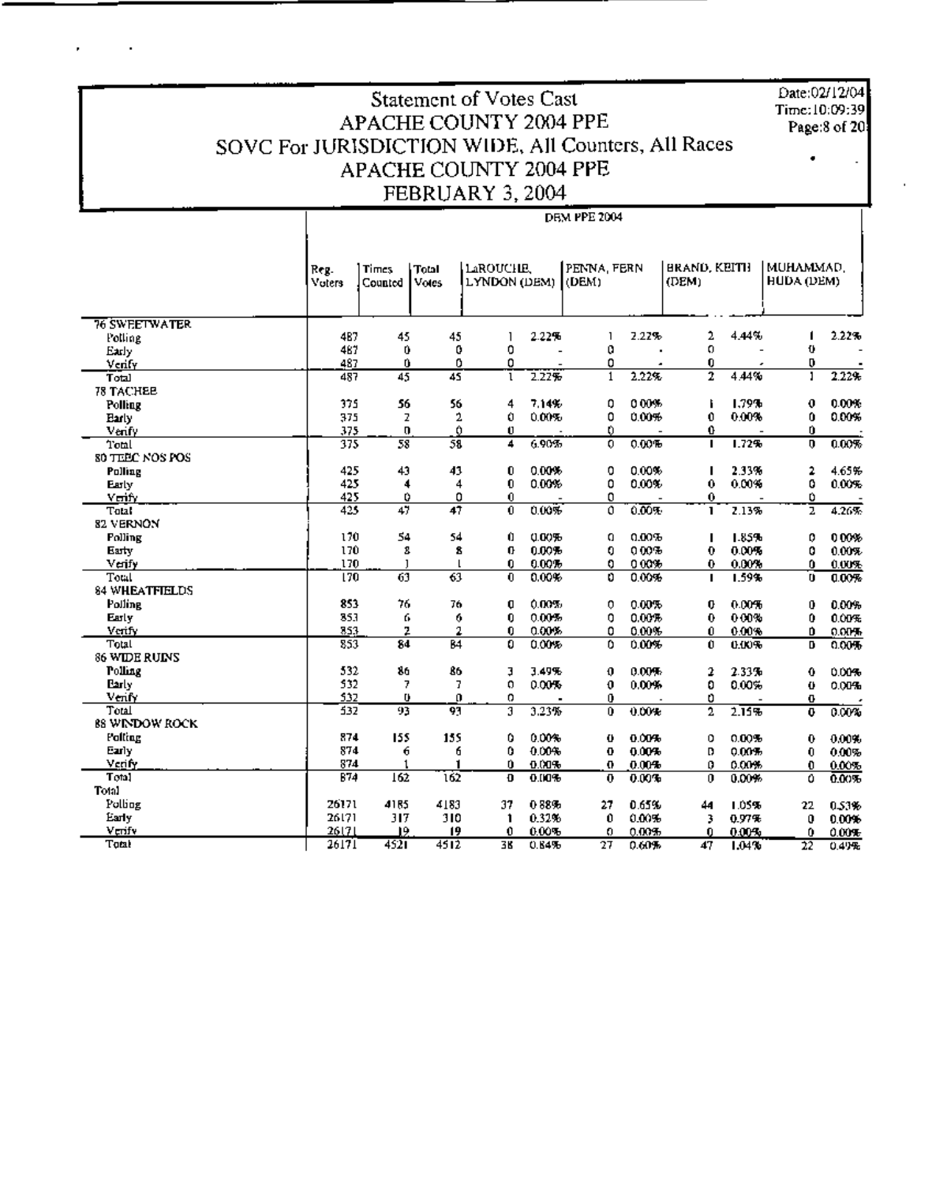# Statement of Votes Cast
## APACHE COUNTY 2004 PPE
## SOVC For JURISDICTION WIDE, All Counters, All Races
## APACHE COUNTY 2004 PPE
## FEBRUARY 3, 2004

Date:02/12/04
Time:10:09:39
Page:8 of 20

| | Reg. Voters | Times Counted | Total Votes | LaROUCHE, LYNDON (DEM) | | PENNA, FERN (DEM) | | BRAND, KEITH (DEM) | | MUHAMMAD, HUDA (DEM) | |
|---|---|---|---|---|---|---|---|---|---|---|---|
| | | | | DEM PPE 2004 | | | | | | | |
| **76 SWEETWATER** | | | | | | | | | | | |
| Polling | 487 | 45 | 45 | 1 | 2.22% | 1 | 2.22% | 2 | 4.44% | 1 | 2.22% |
| Early | 487 | 0 | 0 | 0 | - | 0 | - | 0 | - | 0 | - |
| Verify | 487 | 0 | 0 | 0 | - | 0 | - | 0 | - | 0 | - |
| Total | 487 | 45 | 45 | 1 | 2.22% | 1 | 2.22% | 2 | 4.44% | 1 | 2.22% |
| **78 TACHEE** | | | | | | | | | | | |
| Polling | 375 | 56 | 56 | 4 | 7.14% | 0 | 0.00% | 1 | 1.79% | 0 | 0.00% |
| Early | 375 | 2 | 2 | 0 | 0.00% | 0 | 0.00% | 0 | 0.00% | 0 | 0.00% |
| Verify | 375 | 0 | 0 | 0 | - | 0 | - | 0 | - | 0 | - |
| Total | 375 | 58 | 58 | 4 | 6.90% | 0 | 0.00% | 1 | 1.72% | 0 | 0.00% |
| **80 TEEC NOS POS** | | | | | | | | | | | |
| Polling | 425 | 43 | 43 | 0 | 0.00% | 0 | 0.00% | 1 | 2.33% | 2 | 4.65% |
| Early | 425 | 4 | 4 | 0 | 0.00% | 0 | 0.00% | 0 | 0.00% | 0 | 0.00% |
| Verify | 425 | 0 | 0 | 0 | - | 0 | - | 0 | - | 0 | - |
| Total | 425 | 47 | 47 | 0 | 0.00% | 0 | 0.00% | 1 | 2.13% | 2 | 4.26% |
| **82 VERNON** | | | | | | | | | | | |
| Polling | 170 | 54 | 54 | 0 | 0.00% | 0 | 0.00% | 1 | 1.85% | 0 | 0.00% |
| Early | 170 | 8 | 8 | 0 | 0.00% | 0 | 0.00% | 0 | 0.00% | 0 | 0.00% |
| Verify | 170 | 1 | 1 | 0 | 0.00% | 0 | 0.00% | 0 | 0.00% | 0 | 0.00% |
| Total | 170 | 63 | 63 | 0 | 0.00% | 0 | 0.00% | 1 | 1.59% | 0 | 0.00% |
| **84 WHEATFIELDS** | | | | | | | | | | | |
| Polling | 853 | 76 | 76 | 0 | 0.00% | 0 | 0.00% | 0 | 0.00% | 0 | 0.00% |
| Early | 853 | 6 | 6 | 0 | 0.00% | 0 | 0.00% | 0 | 0.00% | 0 | 0.00% |
| Verify | 853 | 2 | 2 | 0 | 0.00% | 0 | 0.00% | 0 | 0.00% | 0 | 0.00% |
| Total | 853 | 84 | 84 | 0 | 0.00% | 0 | 0.00% | 0 | 0.00% | 0 | 0.00% |
| **86 WIDE RUINS** | | | | | | | | | | | |
| Polling | 532 | 86 | 86 | 3 | 3.49% | 0 | 0.00% | 2 | 2.33% | 0 | 0.00% |
| Early | 532 | 7 | 7 | 0 | 0.00% | 0 | 0.00% | 0 | 0.00% | 0 | 0.00% |
| Verify | 532 | 0 | 0 | 0 | - | 0 | - | 0 | - | 0 | - |
| Total | 532 | 93 | 93 | 3 | 3.23% | 0 | 0.00% | 2 | 2.15% | 0 | 0.00% |
| **88 WINDOW ROCK** | | | | | | | | | | | |
| Polling | 874 | 155 | 155 | 0 | 0.00% | 0 | 0.00% | 0 | 0.00% | 0 | 0.00% |
| Early | 874 | 6 | 6 | 0 | 0.00% | 0 | 0.00% | 0 | 0.00% | 0 | 0.00% |
| Verify | 874 | 1 | 1 | 0 | 0.00% | 0 | 0.00% | 0 | 0.00% | 0 | 0.00% |
| Total | 874 | 162 | 162 | 0 | 0.00% | 0 | 0.00% | 0 | 0.00% | 0 | 0.00% |
| **Total** | | | | | | | | | | | |
| Polling | 26171 | 4185 | 4183 | 37 | 0.88% | 27 | 0.65% | 44 | 1.05% | 22 | 0.53% |
| Early | 26171 | 317 | 310 | 1 | 0.32% | 0 | 0.00% | 3 | 0.97% | 0 | 0.00% |
| Verify | 26171 | 19 | 19 | 0 | 0.00% | 0 | 0.00% | 0 | 0.00% | 0 | 0.00% |
| Total | 26171 | 4521 | 4512 | 38 | 0.84% | 27 | 0.60% | 47 | 1.04% | 22 | 0.49% |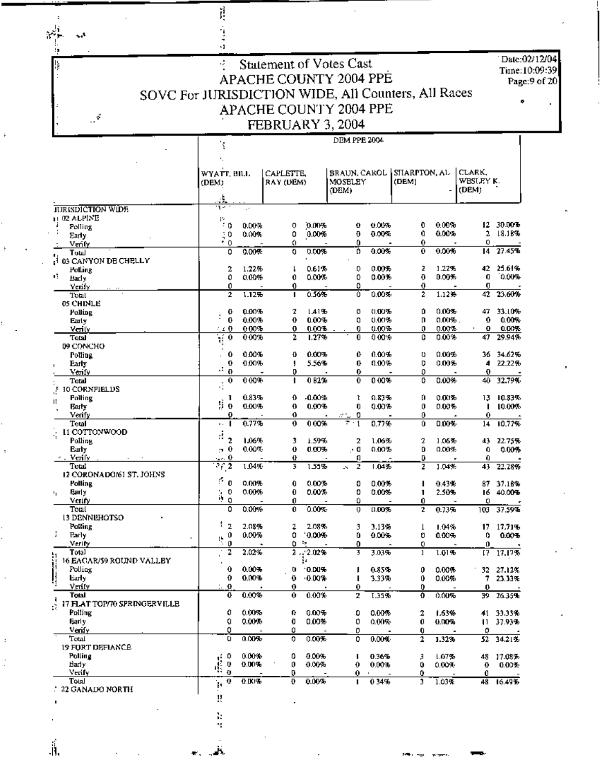# Statement of Votes Cast
## APACHE COUNTY 2004 PPE
## SOVC For JURISDICTION WIDE, All Counters, All Races
## APACHE COUNTY 2004 PPE
## FEBRUARY 3, 2004

Date:02/12/04
Time:10:09:39

| | DEM PPE 2004 | | | | | | | | | |
|---|---|---|---|---|---|---|---|---|---|---|
| | WYATT, BILL (DEM) | | CAPLETTE, RAY (DEM) | | BRAUN, CAROL MOSELEY (DEM) | | SHARPTON, AL (DEM) | | CLARK, WESLEY K. (DEM) | |
| **JURISDICTION WIDE** | | | | | | | | | | |
| **02 ALPINE** | | | | | | | | | | |
| Polling | 0 | 0.00% | 0 | 0.00% | 0 | 0.00% | 0 | 0.00% | 12 | 30.00% |
| Early | 0 | 0.00% | 0 | 0.00% | 0 | 0.00% | 0 | 0.00% | 2 | 18.18% |
| Verify | 0 | - | 0 | - | 0 | - | 0 | - | 0 | - |
| Total | 0 | 0.00% | 0 | 0.00% | 0 | 0.00% | 0 | 0.00% | 14 | 27.45% |
| **03 CANYON DE CHELLY** | | | | | | | | | | |
| Polling | 2 | 1.22% | 1 | 0.61% | 0 | 0.00% | 2 | 1.22% | 42 | 25.61% |
| Early | 0 | 0.00% | 0 | 0.00% | 0 | 0.00% | 0 | 0.00% | 0 | 0.00% |
| Verify | 0 | - | 0 | - | 0 | - | 0 | - | 0 | - |
| Total | 2 | 1.12% | 1 | 0.56% | 0 | 0.00% | 2 | 1.12% | 42 | 23.60% |
| **05 CHINLE** | | | | | | | | | | |
| Polling | 0 | 0.00% | 2 | 1.41% | 0 | 0.00% | 0 | 0.00% | 47 | 33.10% |
| Early | 0 | 0.00% | 0 | 0.00% | 0 | 0.00% | 0 | 0.00% | 0 | 0.00% |
| Verify | 0 | 0.00% | 0 | 0.00% | 0 | 0.00% | 0 | 0.00% | 0 | 0.00% |
| Total | 0 | 0.00% | 2 | 1.27% | 0 | 0.00% | 0 | 0.00% | 47 | 29.94% |
| **09 CONCHO** | | | | | | | | | | |
| Polling | 0 | 0.00% | 0 | 0.00% | 0 | 0.00% | 0 | 0.00% | 36 | 34.62% |
| Early | 0 | 0.00% | 1 | 5.56% | 0 | 0.00% | 0 | 0.00% | 4 | 22.22% |
| Verify | 0 | - | 0 | - | 0 | - | 0 | - | 0 | - |
| Total | 0 | 0.00% | 1 | 0.82% | 0 | 0.00% | 0 | 0.00% | 40 | 32.79% |
| **10 CORNFIELDS** | | | | | | | | | | |
| Polling | 1 | 0.83% | 0 | 0.00% | 1 | 0.83% | 0 | 0.00% | 13 | 10.83% |
| Early | 0 | 0.00% | 0 | 0.00% | 0 | 0.00% | 0 | 0.00% | 1 | 10.00% |
| Verify | 0 | - | 0 | - | 0 | - | 0 | - | 0 | - |
| Total | 1 | 0.77% | 0 | 0.00% | 1 | 0.77% | 0 | 0.00% | 14 | 10.77% |
| **11 COTTONWOOD** | | | | | | | | | | |
| Polling | 2 | 1.06% | 3 | 1.59% | 2 | 1.06% | 2 | 1.06% | 43 | 22.75% |
| Early | 0 | 0.00% | 0 | 0.00% | 0 | 0.00% | 0 | 0.00% | 0 | 0.00% |
| Verify | 0 | - | 0 | - | 0 | - | 0 | - | 0 | - |
| Total | 2 | 1.04% | 3 | 1.55% | 2 | 1.04% | 2 | 1.04% | 43 | 22.28% |
| **12 CORONADO/61 ST. JOHNS** | | | | | | | | | | |
| Polling | 0 | 0.00% | 0 | 0.00% | 0 | 0.00% | 1 | 0.43% | 87 | 37.18% |
| Early | 0 | 0.00% | 0 | 0.00% | 0 | 0.00% | 1 | 2.50% | 16 | 40.00% |
| Verify | 0 | - | 0 | - | 0 | - | 0 | - | 0 | - |
| Total | 0 | 0.00% | 0 | 0.00% | 0 | 0.00% | 2 | 0.73% | 103 | 37.59% |
| **13 DENNEHOTSO** | | | | | | | | | | |
| Polling | 2 | 2.08% | 2 | 2.08% | 3 | 3.13% | 1 | 1.04% | 17 | 17.71% |
| Early | 0 | 0.00% | 0 | 0.00% | 0 | 0.00% | 0 | 0.00% | 0 | 0.00% |
| Verify | 0 | - | 0 | - | 0 | - | 0 | - | 0 | - |
| Total | 2 | 2.02% | 2 | 2.02% | 3 | 3.03% | 1 | 1.01% | 17 | 17.17% |
| **16 EAGAR/59 ROUND VALLEY** | | | | | | | | | | |
| Polling | 0 | 0.00% | 0 | 0.00% | 1 | 0.85% | 0 | 0.00% | 32 | 27.12% |
| Early | 0 | 0.00% | 0 | 0.00% | 1 | 3.33% | 0 | 0.00% | 7 | 23.33% |
| Verify | 0 | - | 0 | - | 0 | - | 0 | - | 0 | - |
| Total | 0 | 0.00% | 0 | 0.00% | 2 | 1.35% | 0 | 0.00% | 39 | 26.35% |
| **17 FLAT TOP/70 SPRINGERVILLE** | | | | | | | | | | |
| Polling | 0 | 0.00% | 0 | 0.00% | 0 | 0.00% | 2 | 1.63% | 41 | 33.33% |
| Early | 0 | 0.00% | 0 | 0.00% | 0 | 0.00% | 0 | 0.00% | 11 | 37.93% |
| Verify | 0 | - | 0 | - | 0 | - | 0 | - | 0 | - |
| Total | 0 | 0.00% | 0 | 0.00% | 0 | 0.00% | 2 | 1.32% | 52 | 34.21% |
| **19 FORT DEFIANCE** | | | | | | | | | | |
| Polling | 0 | 0.00% | 0 | 0.00% | 1 | 0.36% | 3 | 1.07% | 48 | 17.08% |
| Early | 0 | 0.00% | 0 | 0.00% | 0 | 0.00% | 0 | 0.00% | 0 | 0.00% |
| Verify | 0 | - | 0 | - | 0 | - | 0 | - | 0 | - |
| Total | 0 | 0.00% | 0 | 0.00% | 1 | 0.34% | 3 | 1.03% | 48 | 16.49% |
| **22 GANADO NORTH** | | | | | | | | | | |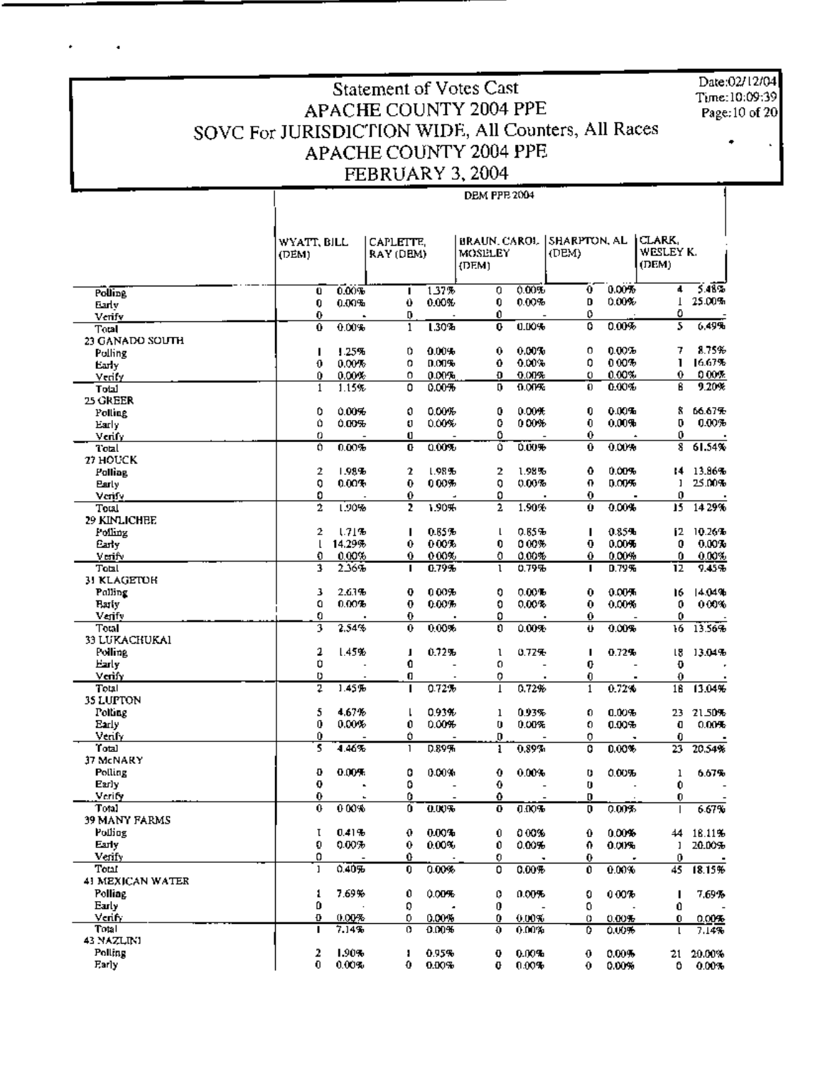# Statement of Votes Cast
## APACHE COUNTY 2004 PPE
## SOVC For JURISDICTION WIDE, All Counters, All Races
## APACHE COUNTY 2004 PPE
## FEBRUARY 3, 2004

Date:02/12/04
Time:10:09:39

DEM PPE 2004

| | WYATT, BILL (DEM) | | CAPLETTE, RAY (DEM) | | BRAUN, CAROL MOSELEY (DEM) | | SHARPTON, AL (DEM) | | CLARK, WESLEY K. (DEM) | |
|---|---|---|---|---|---|---|---|---|---|---|
| Polling | 0 | 0.00% | 1 | 1.37% | 0 | 0.00% | 0 | 0.00% | 4 | 5.48% |
| Early | 0 | 0.00% | 0 | 0.00% | 0 | 0.00% | 0 | 0.00% | 1 | 25.00% |
| Verify | 0 | - | 0 | - | 0 | - | 0 | - | 0 | - |
| Total | 0 | 0.00% | 1 | 1.30% | 0 | 0.00% | 0 | 0.00% | 5 | 6.49% |
| **23 GANADO SOUTH** | | | | | | | | | | |
| Polling | 1 | 1.25% | 0 | 0.00% | 0 | 0.00% | 0 | 0.00% | 7 | 8.75% |
| Early | 0 | 0.00% | 0 | 0.00% | 0 | 0.00% | 0 | 0.00% | 1 | 16.67% |
| Verify | 0 | 0.00% | 0 | 0.00% | 0 | 0.00% | 0 | 0.00% | 0 | 0.00% |
| Total | 1 | 1.15% | 0 | 0.00% | 0 | 0.00% | 0 | 0.00% | 8 | 9.20% |
| **25 GREER** | | | | | | | | | | |
| Polling | 0 | 0.00% | 0 | 0.00% | 0 | 0.00% | 0 | 0.00% | 8 | 66.67% |
| Early | 0 | 0.00% | 0 | 0.00% | 0 | 0.00% | 0 | 0.00% | 0 | 0.00% |
| Verify | 0 | - | 0 | - | 0 | - | 0 | - | 0 | - |
| Total | 0 | 0.00% | 0 | 0.00% | 0 | 0.00% | 0 | 0.00% | 8 | 61.54% |
| **27 HOUCK** | | | | | | | | | | |
| Polling | 2 | 1.98% | 2 | 1.98% | 2 | 1.98% | 0 | 0.00% | 14 | 13.86% |
| Early | 0 | 0.00% | 0 | 0.00% | 0 | 0.00% | 0 | 0.00% | 1 | 25.00% |
| Verify | 0 | - | 0 | - | 0 | - | 0 | - | 0 | - |
| Total | 2 | 1.90% | 2 | 1.90% | 2 | 1.90% | 0 | 0.00% | 15 | 14.29% |
| **29 KINLICHEE** | | | | | | | | | | |
| Polling | 2 | 1.71% | 1 | 0.85% | 1 | 0.85% | 1 | 0.85% | 12 | 10.26% |
| Early | 1 | 14.29% | 0 | 0.00% | 0 | 0.00% | 0 | 0.00% | 0 | 0.00% |
| Verify | 0 | 0.00% | 0 | 0.00% | 0 | 0.00% | 0 | 0.00% | 0 | 0.00% |
| Total | 3 | 2.36% | 1 | 0.79% | 1 | 0.79% | 1 | 0.79% | 12 | 9.45% |
| **31 KLAGETOH** | | | | | | | | | | |
| Polling | 3 | 2.63% | 0 | 0.00% | 0 | 0.00% | 0 | 0.00% | 16 | 14.04% |
| Early | 0 | 0.00% | 0 | 0.00% | 0 | 0.00% | 0 | 0.00% | 0 | 0.00% |
| Verify | 0 | - | 0 | - | 0 | - | 0 | - | 0 | - |
| Total | 3 | 2.54% | 0 | 0.00% | 0 | 0.00% | 0 | 0.00% | 16 | 13.56% |
| **33 LUKACHUKAI** | | | | | | | | | | |
| Polling | 2 | 1.45% | 1 | 0.72% | 1 | 0.72% | 1 | 0.72% | 18 | 13.04% |
| Early | 0 | - | 0 | - | 0 | - | 0 | - | 0 | - |
| Verify | 0 | - | 0 | - | 0 | - | 0 | - | 0 | - |
| Total | 2 | 1.45% | 1 | 0.72% | 1 | 0.72% | 1 | 0.72% | 18 | 13.04% |
| **35 LUPTON** | | | | | | | | | | |
| Polling | 5 | 4.67% | 1 | 0.93% | 1 | 0.93% | 0 | 0.00% | 23 | 21.50% |
| Early | 0 | 0.00% | 0 | 0.00% | 0 | 0.00% | 0 | 0.00% | 0 | 0.00% |
| Verify | 0 | - | 0 | - | 0 | - | 0 | - | 0 | - |
| Total | 5 | 4.46% | 1 | 0.89% | 1 | 0.89% | 0 | 0.00% | 23 | 20.54% |
| **37 McNARY** | | | | | | | | | | |
| Polling | 0 | 0.00% | 0 | 0.00% | 0 | 0.00% | 0 | 0.00% | 1 | 6.67% |
| Early | 0 | - | 0 | - | 0 | - | 0 | - | 0 | - |
| Verify | 0 | - | 0 | - | 0 | - | 0 | - | 0 | - |
| Total | 0 | 0.00% | 0 | 0.00% | 0 | 0.00% | 0 | 0.00% | 1 | 6.67% |
| **39 MANY FARMS** | | | | | | | | | | |
| Polling | 1 | 0.41% | 0 | 0.00% | 0 | 0.00% | 0 | 0.00% | 44 | 18.11% |
| Early | 0 | 0.00% | 0 | 0.00% | 0 | 0.00% | 0 | 0.00% | 1 | 20.00% |
| Verify | 0 | - | 0 | - | 0 | - | 0 | - | 0 | - |
| Total | 1 | 0.40% | 0 | 0.00% | 0 | 0.00% | 0 | 0.00% | 45 | 18.15% |
| **41 MEXICAN WATER** | | | | | | | | | | |
| Polling | 1 | 7.69% | 0 | 0.00% | 0 | 0.00% | 0 | 0.00% | 1 | 7.69% |
| Early | 0 | - | 0 | - | 0 | - | 0 | - | 0 | - |
| Verify | 0 | 0.00% | 0 | 0.00% | 0 | 0.00% | 0 | 0.00% | 0 | 0.00% |
| Total | 1 | 7.14% | 0 | 0.00% | 0 | 0.00% | 0 | 0.00% | 1 | 7.14% |
| **43 NAZLINI** | | | | | | | | | | |
| Polling | 2 | 1.90% | 1 | 0.95% | 0 | 0.00% | 0 | 0.00% | 21 | 20.00% |
| Early | 0 | 0.00% | 0 | 0.00% | 0 | 0.00% | 0 | 0.00% | 0 | 0.00% |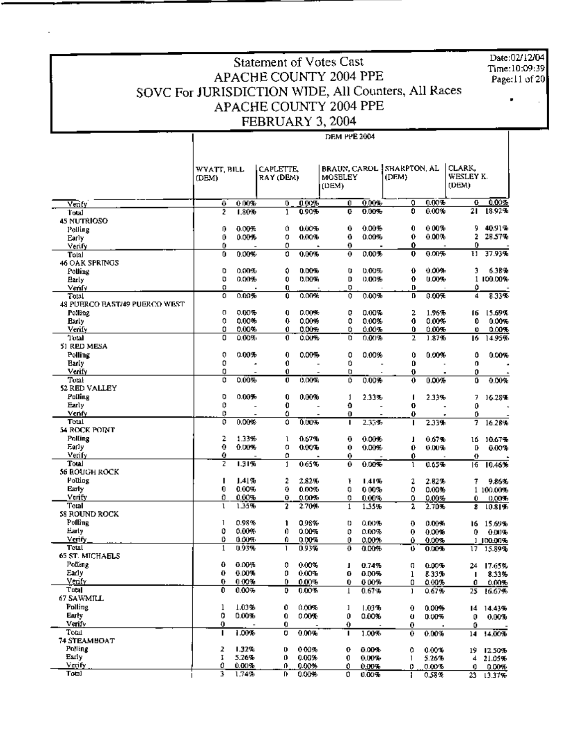# Statement of Votes Cast
## APACHE COUNTY 2004 PPE
## SOVC For JURISDICTION WIDE, All Counters, All Races
## APACHE COUNTY 2004 PPE
## FEBRUARY 3, 2004

Date:02/12/04
Time:10:09:39

DEM PPE 2004

| | WYATT, BILL (DEM) | | CAPLETTE, RAY (DEM) | | BRAUN, CAROL MOSELEY (DEM) | | SHARPTON, AL (DEM) | | CLARK, WESLEY K. (DEM) | |
|---|---|---|---|---|---|---|---|---|---|---|
| Verify | 0 | 0.00% | 0 | 0.00% | 0 | 0.00% | 0 | 0.00% | 0 | 0.00% |
| Total | 2 | 1.80% | 1 | 0.90% | 0 | 0.00% | 0 | 0.00% | 21 | 18.92% |
| **45 NUTRIOSO** | | | | | | | | | | |
| Polling | 0 | 0.00% | 0 | 0.00% | 0 | 0.00% | 0 | 0.00% | 9 | 40.91% |
| Early | 0 | 0.00% | 0 | 0.00% | 0 | 0.00% | 0 | 0.00% | 2 | 28.57% |
| Verify | 0 | - | 0 | - | 0 | - | 0 | - | 0 | - |
| Total | 0 | 0.00% | 0 | 0.00% | 0 | 0.00% | 0 | 0.00% | 11 | 37.93% |
| **46 OAK SPRINGS** | | | | | | | | | | |
| Polling | 0 | 0.00% | 0 | 0.00% | 0 | 0.00% | 0 | 0.00% | 3 | 6.38% |
| Early | 0 | 0.00% | 0 | 0.00% | 0 | 0.00% | 0 | 0.00% | 1 | 100.00% |
| Verify | 0 | - | 0 | - | 0 | - | 0 | - | 0 | - |
| Total | 0 | 0.00% | 0 | 0.00% | 0 | 0.00% | 0 | 0.00% | 4 | 8.33% |
| **48 PUERCO EAST/49 PUERCO WEST** | | | | | | | | | | |
| Polling | 0 | 0.00% | 0 | 0.00% | 0 | 0.00% | 2 | 1.96% | 16 | 15.69% |
| Early | 0 | 0.00% | 0 | 0.00% | 0 | 0.00% | 0 | 0.00% | 0 | 0.00% |
| Verify | 0 | 0.00% | 0 | 0.00% | 0 | 0.00% | 0 | 0.00% | 0 | 0.00% |
| Total | 0 | 0.00% | 0 | 0.00% | 0 | 0.00% | 2 | 1.87% | 16 | 14.95% |
| **51 RED MESA** | | | | | | | | | | |
| Polling | 0 | 0.00% | 0 | 0.00% | 0 | 0.00% | 0 | 0.00% | 0 | 0.00% |
| Early | 0 | - | 0 | - | 0 | - | 0 | - | 0 | - |
| Verify | 0 | - | 0 | - | 0 | - | 0 | - | 0 | - |
| Total | 0 | 0.00% | 0 | 0.00% | 0 | 0.00% | 0 | 0.00% | 0 | 0.00% |
| **52 RED VALLEY** | | | | | | | | | | |
| Polling | 0 | 0.00% | 0 | 0.00% | 1 | 2.33% | 1 | 2.33% | 7 | 16.28% |
| Early | 0 | - | 0 | - | 0 | - | 0 | - | 0 | - |
| Verify | 0 | - | 0 | - | 0 | - | 0 | - | 0 | - |
| Total | 0 | 0.00% | 0 | 0.00% | 1 | 2.33% | 1 | 2.33% | 7 | 16.28% |
| **54 ROCK POINT** | | | | | | | | | | |
| Polling | 2 | 1.33% | 1 | 0.67% | 0 | 0.00% | 1 | 0.67% | 16 | 10.67% |
| Early | 0 | 0.00% | 0 | 0.00% | 0 | 0.00% | 0 | 0.00% | 0 | 0.00% |
| Verify | 0 | - | 0 | - | 0 | - | 0 | - | 0 | - |
| Total | 2 | 1.31% | 1 | 0.65% | 0 | 0.00% | 1 | 0.65% | 16 | 10.46% |
| **56 ROUGH ROCK** | | | | | | | | | | |
| Polling | 1 | 1.41% | 2 | 2.82% | 1 | 1.41% | 2 | 2.82% | 7 | 9.86% |
| Early | 0 | 0.00% | 0 | 0.00% | 0 | 0.00% | 0 | 0.00% | 1 | 100.00% |
| Verify | 0 | 0.00% | 0 | 0.00% | 0 | 0.00% | 0 | 0.00% | 0 | 0.00% |
| Total | 1 | 1.35% | 2 | 2.70% | 1 | 1.35% | 2 | 2.70% | 8 | 10.81% |
| **58 ROUND ROCK** | | | | | | | | | | |
| Polling | 1 | 0.98% | 1 | 0.98% | 0 | 0.00% | 0 | 0.00% | 16 | 15.69% |
| Early | 0 | 0.00% | 0 | 0.00% | 0 | 0.00% | 0 | 0.00% | 0 | 0.00% |
| Verify | 0 | 0.00% | 0 | 0.00% | 0 | 0.00% | 0 | 0.00% | 1 | 100.00% |
| Total | 1 | 0.93% | 1 | 0.93% | 0 | 0.00% | 0 | 0.00% | 17 | 15.89% |
| **65 ST. MICHAELS** | | | | | | | | | | |
| Polling | 0 | 0.00% | 0 | 0.00% | 1 | 0.74% | 0 | 0.00% | 24 | 17.65% |
| Early | 0 | 0.00% | 0 | 0.00% | 0 | 0.00% | 1 | 8.33% | 1 | 8.33% |
| Verify | 0 | 0.00% | 0 | 0.00% | 0 | 0.00% | 0 | 0.00% | 0 | 0.00% |
| Total | 0 | 0.00% | 0 | 0.00% | 1 | 0.67% | 1 | 0.67% | 25 | 16.67% |
| **67 SAWMILL** | | | | | | | | | | |
| Polling | 1 | 1.03% | 0 | 0.00% | 1 | 1.03% | 0 | 0.00% | 14 | 14.43% |
| Early | 0 | 0.00% | 0 | 0.00% | 0 | 0.00% | 0 | 0.00% | 0 | 0.00% |
| Verify | 0 | - | 0 | - | 0 | - | 0 | - | 0 | - |
| Total | 1 | 1.00% | 0 | 0.00% | 1 | 1.00% | 0 | 0.00% | 14 | 14.00% |
| **74 STEAMBOAT** | | | | | | | | | | |
| Polling | 2 | 1.32% | 0 | 0.00% | 0 | 0.00% | 0 | 0.00% | 19 | 12.50% |
| Early | 1 | 5.26% | 0 | 0.00% | 0 | 0.00% | 1 | 5.26% | 4 | 21.05% |
| Verify | 0 | 0.00% | 0 | 0.00% | 0 | 0.00% | 0 | 0.00% | 0 | 0.00% |
| Total | 3 | 1.74% | 0 | 0.00% | 0 | 0.00% | 1 | 0.58% | 23 | 13.37% |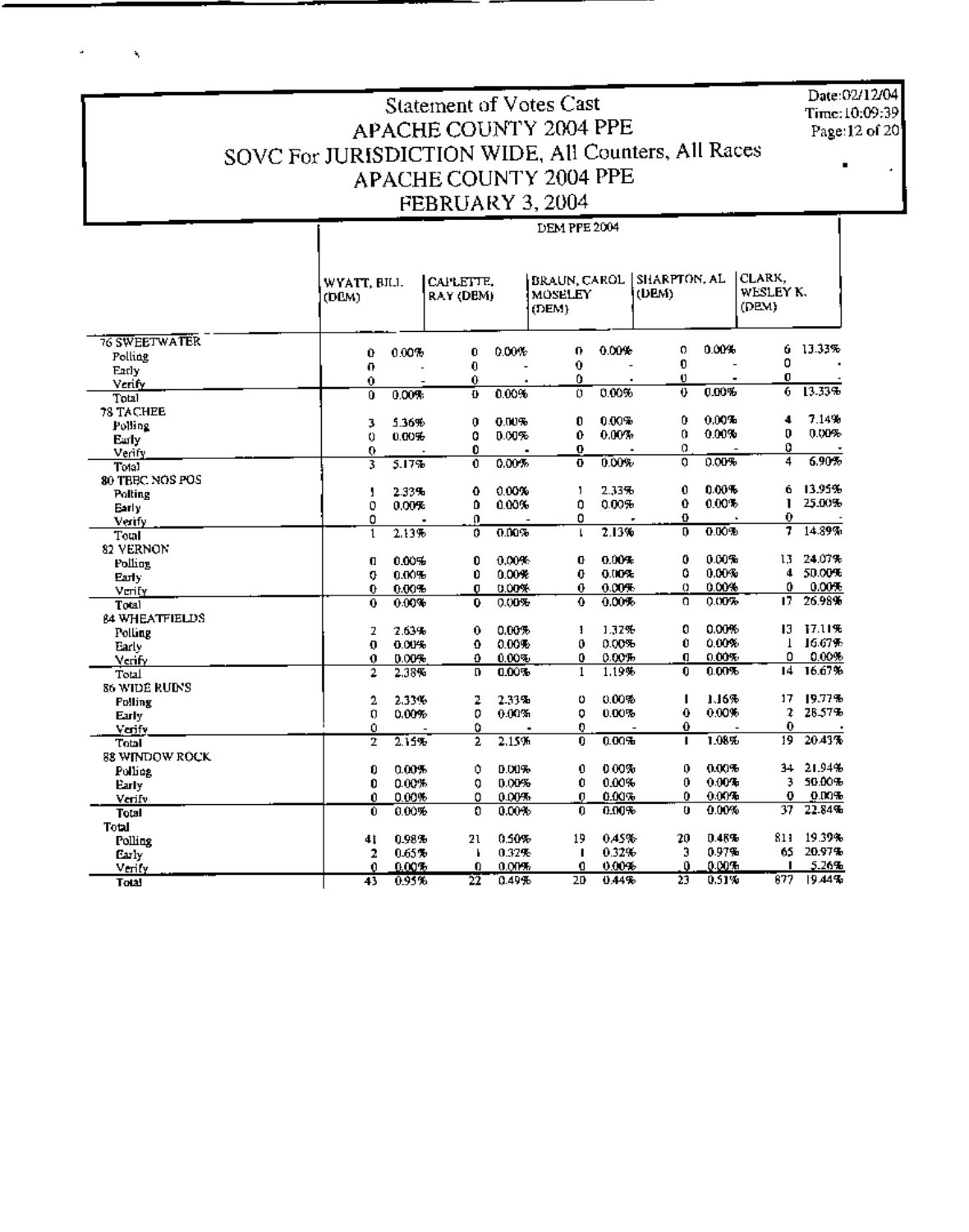# Statement of Votes Cast
## APACHE COUNTY 2004 PPE
## SOVC For JURISDICTION WIDE, All Counters, All Races
## APACHE COUNTY 2004 PPE
## FEBRUARY 3, 2004

Date:02/12/04
Time:10:09:39

DEM PPE 2004

| | WYATT, BILL (DEM) | | CAPLETTE, RAY (DEM) | | BRAUN, CAROL MOSELEY (DEM) | | SHARPTON, AL (DEM) | | CLARK, WESLEY K. (DEM) | |
|---|---|---|---|---|---|---|---|---|---|---|
| **76 SWEETWATER** | | | | | | | | | | |
| Polling | 0 | 0.00% | 0 | 0.00% | 0 | 0.00% | 0 | 0.00% | 6 | 13.33% |
| Early | 0 | - | 0 | - | 0 | - | 0 | - | 0 | - |
| Verify | 0 | - | 0 | - | 0 | - | 0 | - | 0 | - |
| Total | 0 | 0.00% | 0 | 0.00% | 0 | 0.00% | 0 | 0.00% | 6 | 13.33% |
| **78 TACHEE** | | | | | | | | | | |
| Polling | 3 | 5.36% | 0 | 0.00% | 0 | 0.00% | 0 | 0.00% | 4 | 7.14% |
| Early | 0 | 0.00% | 0 | 0.00% | 0 | 0.00% | 0 | 0.00% | 0 | 0.00% |
| Verify | 0 | - | 0 | - | 0 | - | 0 | - | 0 | - |
| Total | 3 | 5.17% | 0 | 0.00% | 0 | 0.00% | 0 | 0.00% | 4 | 6.90% |
| **80 TBBC NOS POS** | | | | | | | | | | |
| Polling | 1 | 2.33% | 0 | 0.00% | 1 | 2.33% | 0 | 0.00% | 6 | 13.95% |
| Early | 0 | 0.00% | 0 | 0.00% | 0 | 0.00% | 0 | 0.00% | 1 | 25.00% |
| Verify | 0 | - | 0 | - | 0 | - | 0 | - | 0 | - |
| Total | 1 | 2.13% | 0 | 0.00% | 1 | 2.13% | 0 | 0.00% | 7 | 14.89% |
| **82 VERNON** | | | | | | | | | | |
| Polling | 0 | 0.00% | 0 | 0.00% | 0 | 0.00% | 0 | 0.00% | 13 | 24.07% |
| Early | 0 | 0.00% | 0 | 0.00% | 0 | 0.00% | 0 | 0.00% | 4 | 50.00% |
| Verify | 0 | 0.00% | 0 | 0.00% | 0 | 0.00% | 0 | 0.00% | 0 | 0.00% |
| Total | 0 | 0.00% | 0 | 0.00% | 0 | 0.00% | 0 | 0.00% | 17 | 26.98% |
| **84 WHEATFIELDS** | | | | | | | | | | |
| Polling | 2 | 2.63% | 0 | 0.00% | 1 | 1.32% | 0 | 0.00% | 13 | 17.11% |
| Early | 0 | 0.00% | 0 | 0.00% | 0 | 0.00% | 0 | 0.00% | 1 | 16.67% |
| Verify | 0 | 0.00% | 0 | 0.00% | 0 | 0.00% | 0 | 0.00% | 0 | 0.00% |
| Total | 2 | 2.38% | 0 | 0.00% | 1 | 1.19% | 0 | 0.00% | 14 | 16.67% |
| **86 WIDE RUINS** | | | | | | | | | | |
| Polling | 2 | 2.33% | 2 | 2.33% | 0 | 0.00% | 1 | 1.16% | 17 | 19.77% |
| Early | 0 | 0.00% | 0 | 0.00% | 0 | 0.00% | 0 | 0.00% | 2 | 28.57% |
| Verify | 0 | - | 0 | - | 0 | - | 0 | - | 0 | - |
| Total | 2 | 2.15% | 2 | 2.15% | 0 | 0.00% | 1 | 1.08% | 19 | 20.43% |
| **88 WINDOW ROCK** | | | | | | | | | | |
| Polling | 0 | 0.00% | 0 | 0.00% | 0 | 0.00% | 0 | 0.00% | 34 | 21.94% |
| Early | 0 | 0.00% | 0 | 0.00% | 0 | 0.00% | 0 | 0.00% | 3 | 50.00% |
| Verify | 0 | 0.00% | 0 | 0.00% | 0 | 0.00% | 0 | 0.00% | 0 | 0.00% |
| Total | 0 | 0.00% | 0 | 0.00% | 0 | 0.00% | 0 | 0.00% | 37 | 22.84% |
| **Total** | | | | | | | | | | |
| Polling | 41 | 0.98% | 21 | 0.50% | 19 | 0.45% | 20 | 0.48% | 811 | 19.39% |
| Early | 2 | 0.65% | 1 | 0.32% | 1 | 0.32% | 3 | 0.97% | 65 | 20.97% |
| Verify | 0 | 0.00% | 0 | 0.00% | 0 | 0.00% | 0 | 0.00% | 1 | 5.26% |
| Total | 43 | 0.95% | 22 | 0.49% | 20 | 0.44% | 23 | 0.51% | 877 | 19.44% |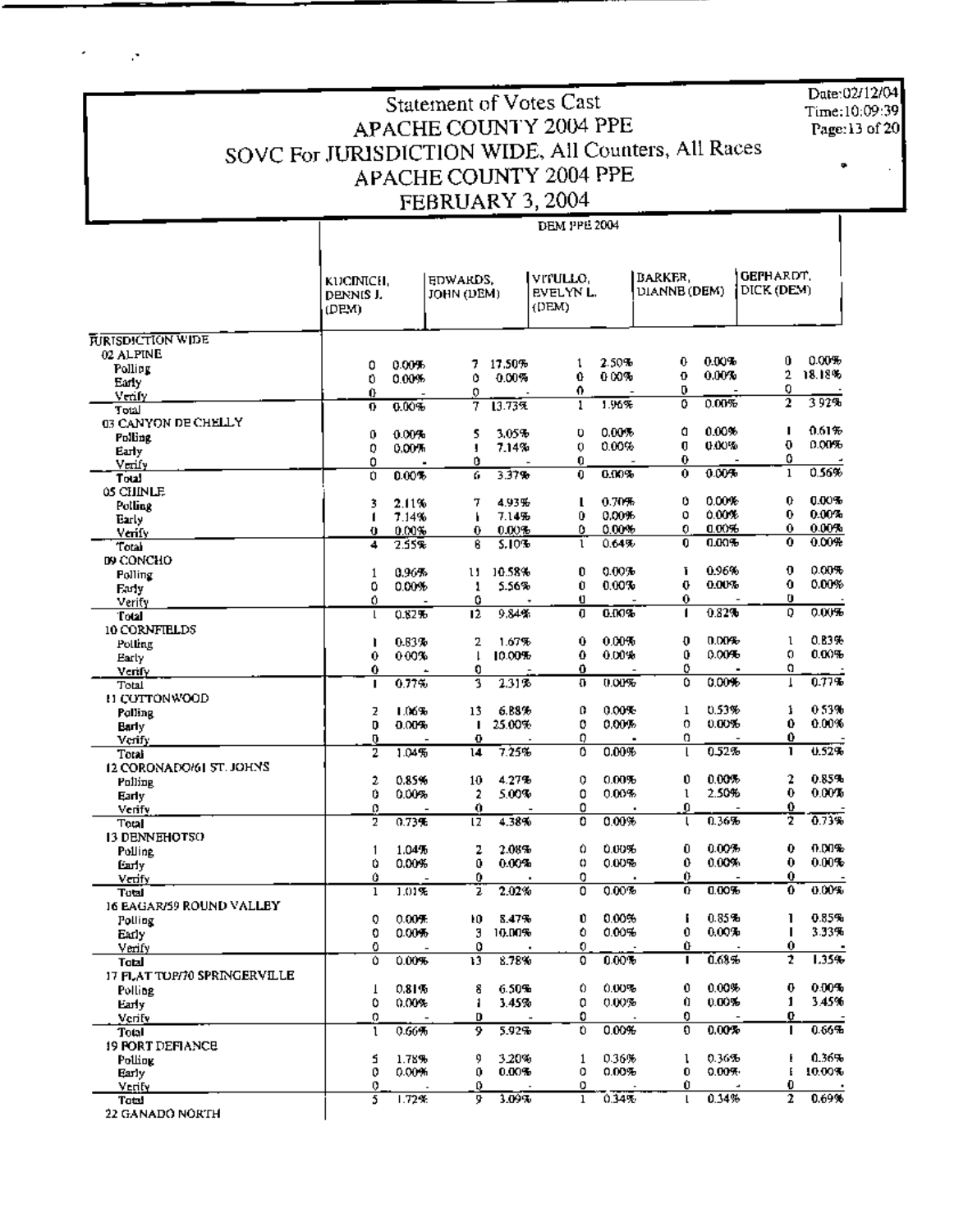# Statement of Votes Cast
## APACHE COUNTY 2004 PPE
## SOVC For JURISDICTION WIDE, All Counters, All Races
## APACHE COUNTY 2004 PPE
## FEBRUARY 3, 2004

Date:02/12/04
Time:10:09:39

| | DEM PPE 2004 | | | | | | | | | |
|---|---|---|---|---|---|---|---|---|---|---|
| | KUCINICH, DENNIS J. (DEM) | | EDWARDS, JOHN (DEM) | | VITULLO, EVELYN L. (DEM) | | BARKER, DIANNE (DEM) | | GEPHARDT, DICK (DEM) | |
| **JURISDICTION WIDE** | | | | | | | | | | |
| **02 ALPINE** | | | | | | | | | | |
| Polling | 0 | 0.00% | 7 | 17.50% | 1 | 2.50% | 0 | 0.00% | 0 | 0.00% |
| Early | 0 | 0.00% | 0 | 0.00% | 0 | 0.00% | 0 | 0.00% | 2 | 18.18% |
| Verify | 0 | - | 0 | - | 0 | - | 0 | - | 0 | - |
| Total | 0 | 0.00% | 7 | 13.73% | 1 | 1.96% | 0 | 0.00% | 2 | 3.92% |
| **03 CANYON DE CHELLY** | | | | | | | | | | |
| Polling | 0 | 0.00% | 5 | 3.05% | 0 | 0.00% | 0 | 0.00% | 1 | 0.61% |
| Early | 0 | 0.00% | 1 | 7.14% | 0 | 0.00% | 0 | 0.00% | 0 | 0.00% |
| Verify | 0 | - | 0 | - | 0 | - | 0 | - | 0 | - |
| Total | 0 | 0.00% | 6 | 3.37% | 0 | 0.00% | 0 | 0.00% | 1 | 0.56% |
| **05 CHINLE** | | | | | | | | | | |
| Polling | 3 | 2.11% | 7 | 4.93% | 1 | 0.70% | 0 | 0.00% | 0 | 0.00% |
| Early | 1 | 7.14% | 1 | 7.14% | 0 | 0.00% | 0 | 0.00% | 0 | 0.00% |
| Verify | 0 | 0.00% | 0 | 0.00% | 0 | 0.00% | 0 | 0.00% | 0 | 0.00% |
| Total | 4 | 2.55% | 8 | 5.10% | 1 | 0.64% | 0 | 0.00% | 0 | 0.00% |
| **09 CONCHO** | | | | | | | | | | |
| Polling | 1 | 0.96% | 11 | 10.58% | 0 | 0.00% | 1 | 0.96% | 0 | 0.00% |
| Early | 0 | 0.00% | 1 | 5.56% | 0 | 0.00% | 0 | 0.00% | 0 | 0.00% |
| Verify | 0 | - | 0 | - | 0 | - | 0 | - | 0 | - |
| Total | 1 | 0.82% | 12 | 9.84% | 0 | 0.00% | 1 | 0.82% | 0 | 0.00% |
| **10 CORNFIELDS** | | | | | | | | | | |
| Polling | 1 | 0.83% | 2 | 1.67% | 0 | 0.00% | 0 | 0.00% | 1 | 0.83% |
| Early | 0 | 0.00% | 1 | 10.00% | 0 | 0.00% | 0 | 0.00% | 0 | 0.00% |
| Verify | 0 | - | 0 | - | 0 | - | 0 | - | 0 | - |
| Total | 1 | 0.77% | 3 | 2.31% | 0 | 0.00% | 0 | 0.00% | 1 | 0.77% |
| **11 COTTONWOOD** | | | | | | | | | | |
| Polling | 2 | 1.06% | 13 | 6.88% | 0 | 0.00% | 1 | 0.53% | 1 | 0.53% |
| Early | 0 | 0.00% | 1 | 25.00% | 0 | 0.00% | 0 | 0.00% | 0 | 0.00% |
| Verify | 0 | - | 0 | - | 0 | - | 0 | - | 0 | - |
| Total | 2 | 1.04% | 14 | 7.25% | 0 | 0.00% | 1 | 0.52% | 1 | 0.52% |
| **12 CORONADO/61 ST. JOHNS** | | | | | | | | | | |
| Polling | 2 | 0.85% | 10 | 4.27% | 0 | 0.00% | 0 | 0.00% | 2 | 0.85% |
| Early | 0 | 0.00% | 2 | 5.00% | 0 | 0.00% | 1 | 2.50% | 0 | 0.00% |
| Verify | 0 | - | 0 | - | 0 | - | 0 | - | 0 | - |
| Total | 2 | 0.73% | 12 | 4.38% | 0 | 0.00% | 1 | 0.36% | 2 | 0.73% |
| **13 DENNEHOTSO** | | | | | | | | | | |
| Polling | 1 | 1.04% | 2 | 2.08% | 0 | 0.00% | 0 | 0.00% | 0 | 0.00% |
| Early | 0 | 0.00% | 0 | 0.00% | 0 | 0.00% | 0 | 0.00% | 0 | 0.00% |
| Verify | 0 | - | 0 | - | 0 | - | 0 | - | 0 | - |
| Total | 1 | 1.01% | 2 | 2.02% | 0 | 0.00% | 0 | 0.00% | 0 | 0.00% |
| **16 EAGAR/59 ROUND VALLEY** | | | | | | | | | | |
| Polling | 0 | 0.00% | 10 | 8.47% | 0 | 0.00% | 1 | 0.85% | 1 | 0.85% |
| Early | 0 | 0.00% | 3 | 10.00% | 0 | 0.00% | 0 | 0.00% | 1 | 3.33% |
| Verify | 0 | - | 0 | - | 0 | - | 0 | - | 0 | - |
| Total | 0 | 0.00% | 13 | 8.78% | 0 | 0.00% | 1 | 0.68% | 2 | 1.35% |
| **17 FLAT TOP/70 SPRINGERVILLE** | | | | | | | | | | |
| Polling | 1 | 0.81% | 8 | 6.50% | 0 | 0.00% | 0 | 0.00% | 0 | 0.00% |
| Early | 0 | 0.00% | 1 | 3.45% | 0 | 0.00% | 0 | 0.00% | 1 | 3.45% |
| Verify | 0 | - | 0 | - | 0 | - | 0 | - | 0 | - |
| Total | 1 | 0.66% | 9 | 5.92% | 0 | 0.00% | 0 | 0.00% | 1 | 0.66% |
| **19 FORT DEFIANCE** | | | | | | | | | | |
| Polling | 5 | 1.78% | 9 | 3.20% | 1 | 0.36% | 1 | 0.36% | 1 | 0.36% |
| Early | 0 | 0.00% | 0 | 0.00% | 0 | 0.00% | 0 | 0.00% | 1 | 10.00% |
| Verify | 0 | - | 0 | - | 0 | - | 0 | - | 0 | - |
| Total | 5 | 1.72% | 9 | 3.09% | 1 | 0.34% | 1 | 0.34% | 2 | 0.69% |
| **22 GANADO NORTH** | | | | | | | | | | |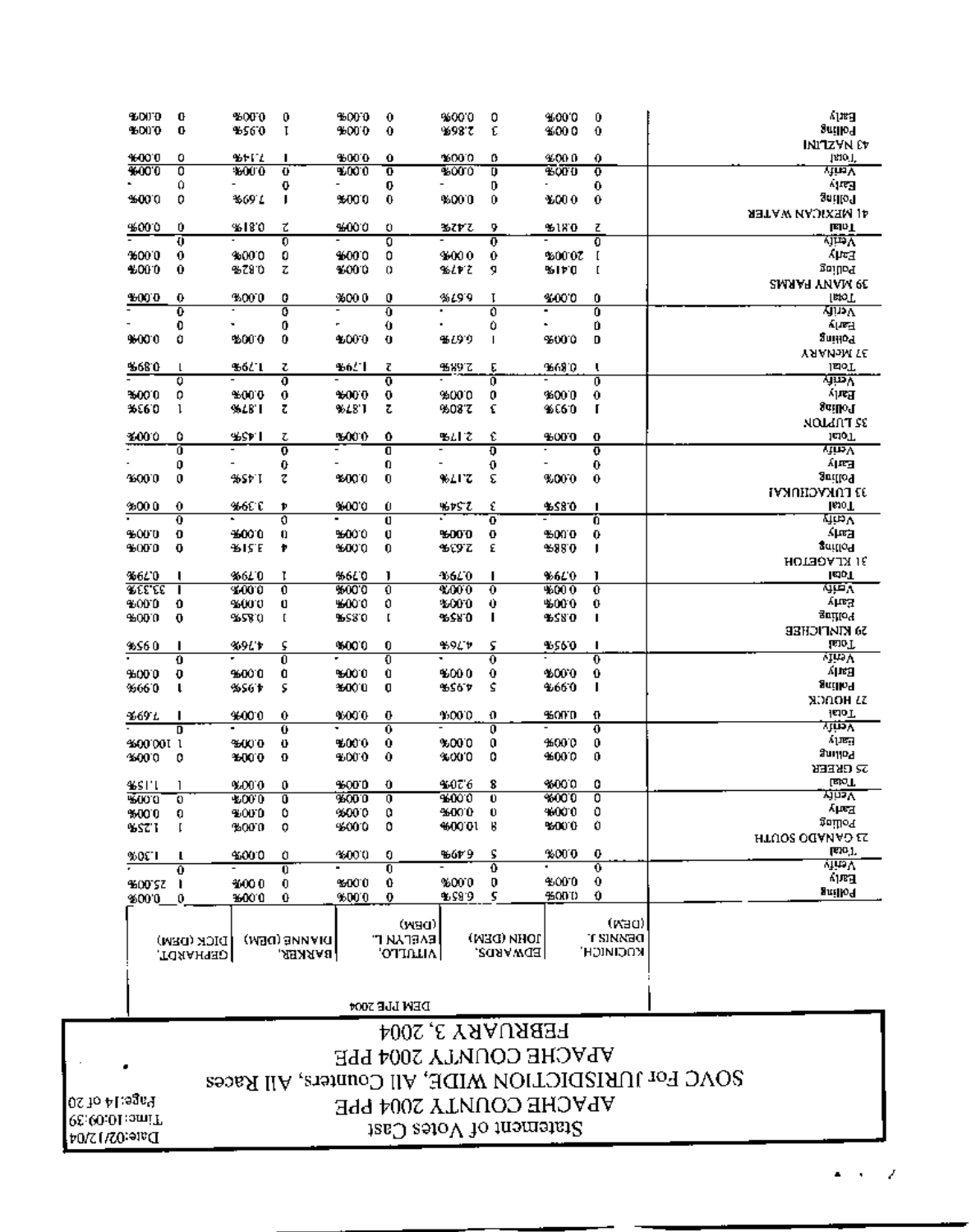# Statement of Votes Cast

## APACHE COUNTY 2004 PPE

## SOVC For JURISDICTION WIDE, All Counters, All Races

## APACHE COUNTY 2004 PPE

## FEBRUARY 3, 2004

**DEM PPE 2004**

| | KUCINICH, DENNIS J. (DEM) | | EDWARDS, JOHN (DEM) | | VITULLO, EVELYN L. (DEM) | | BARKER, DIANNE (DEM) | | GEPHARDT, DICK (DEM) | |
|---|---|---|---|---|---|---|---|---|---|---|
| Polling | 0 | 0.00% | 5 | 6.85% | 0 | 0.00% | 0 | 0.00% | 0 | 0.00% |
| Early | 0 | 0.00% | 0 | 0.00% | 0 | 0.00% | 0 | 0.00% | 1 | 25.00% |
| Verify | 0 | - | 0 | - | 0 | - | 0 | - | 0 | - |
| Total | 0 | 0.00% | 5 | 6.49% | 0 | 0.00% | 0 | 0.00% | 1 | 1.30% |
| **23 GANADO SOUTH** | | | | | | | | | | |
| Polling | 0 | 0.00% | 8 | 10.00% | 0 | 0.00% | 0 | 0.00% | 1 | 1.25% |
| Early | 0 | 0.00% | 0 | 0.00% | 0 | 0.00% | 0 | 0.00% | 0 | 0.00% |
| Verify | 0 | 0.00% | 0 | 0.00% | 0 | 0.00% | 0 | 0.00% | 0 | 0.00% |
| Total | 0 | 0.00% | 8 | 9.20% | 0 | 0.00% | 0 | 0.00% | 1 | 1.15% |
| **25 GREER** | | | | | | | | | | |
| Polling | 0 | 0.00% | 0 | 0.00% | 0 | 0.00% | 0 | 0.00% | 0 | 0.00% |
| Early | 0 | 0.00% | 0 | 0.00% | 0 | 0.00% | 0 | 0.00% | 1 | 100.00% |
| Verify | 0 | - | 0 | - | 0 | - | 0 | - | 0 | - |
| Total | 0 | 0.00% | 0 | 0.00% | 0 | 0.00% | 0 | 0.00% | 1 | 7.69% |
| **27 HOUCK** | | | | | | | | | | |
| Polling | 1 | 0.99% | 5 | 4.95% | 0 | 0.00% | 5 | 4.95% | 1 | 0.99% |
| Early | 0 | 0.00% | 0 | 0.00% | 0 | 0.00% | 0 | 0.00% | 0 | 0.00% |
| Verify | 0 | - | 0 | - | 0 | - | 0 | - | 0 | - |
| Total | 1 | 0.95% | 5 | 4.76% | 0 | 0.00% | 5 | 4.76% | 1 | 0.95% |
| **29 KINLICHEE** | | | | | | | | | | |
| Polling | 1 | 0.85% | 1 | 0.85% | 1 | 0.85% | 1 | 0.85% | 0 | 0.00% |
| Early | 0 | 0.00% | 0 | 0.00% | 0 | 0.00% | 0 | 0.00% | 0 | 0.00% |
| Verify | 0 | 0.00% | 0 | 0.00% | 0 | 0.00% | 0 | 0.00% | 1 | 33.33% |
| Total | 1 | 0.79% | 1 | 0.79% | 1 | 0.79% | 1 | 0.79% | 1 | 0.79% |
| **31 KLAGETOH** | | | | | | | | | | |
| Polling | 1 | 0.88% | 3 | 2.63% | 0 | 0.00% | 4 | 3.51% | 0 | 0.00% |
| Early | 0 | 0.00% | 0 | 0.00% | 0 | 0.00% | 0 | 0.00% | 0 | 0.00% |
| Verify | 0 | - | 0 | - | 0 | - | 0 | - | 0 | - |
| Total | 1 | 0.85% | 3 | 2.54% | 0 | 0.00% | 4 | 3.39% | 0 | 0.00% |
| **33 LUKACHUKAI** | | | | | | | | | | |
| Polling | 0 | 0.00% | 3 | 2.17% | 0 | 0.00% | 2 | 1.45% | 0 | 0.00% |
| Early | 0 | - | 0 | - | 0 | - | 0 | - | 0 | - |
| Verify | 0 | - | 0 | - | 0 | - | 0 | - | 0 | - |
| Total | 0 | 0.00% | 3 | 2.17% | 0 | 0.00% | 2 | 1.45% | 0 | 0.00% |
| **35 LUPTON** | | | | | | | | | | |
| Polling | 1 | 0.93% | 3 | 2.80% | 2 | 1.87% | 2 | 1.87% | 1 | 0.93% |
| Early | 0 | 0.00% | 0 | 0.00% | 0 | 0.00% | 0 | 0.00% | 0 | 0.00% |
| Verify | 0 | - | 0 | - | 0 | - | 0 | - | 0 | - |
| Total | 1 | 0.89% | 3 | 2.68% | 2 | 1.79% | 2 | 1.79% | 1 | 0.89% |
| **37 McNARY** | | | | | | | | | | |
| Polling | 0 | 0.00% | 1 | 6.67% | 0 | 0.00% | 0 | 0.00% | 0 | 0.00% |
| Early | 0 | - | 0 | - | 0 | - | 0 | - | 0 | - |
| Verify | 0 | - | 0 | - | 0 | - | 0 | - | 0 | - |
| Total | 0 | 0.00% | 1 | 6.67% | 0 | 0.00% | 0 | 0.00% | 0 | 0.00% |
| **39 MANY FARMS** | | | | | | | | | | |
| Polling | 1 | 0.41% | 6 | 2.47% | 0 | 0.00% | 2 | 0.82% | 0 | 0.00% |
| Early | 1 | 20.00% | 0 | 0.00% | 0 | 0.00% | 0 | 0.00% | 0 | 0.00% |
| Verify | 0 | - | 0 | - | 0 | - | 0 | - | 0 | - |
| Total | 2 | 0.81% | 6 | 2.42% | 0 | 0.00% | 2 | 0.81% | 0 | 0.00% |
| **41 MEXICAN WATER** | | | | | | | | | | |
| Polling | 0 | 0.00% | 0 | 0.00% | 0 | 0.00% | 1 | 7.69% | 0 | 0.00% |
| Early | 0 | - | 0 | - | 0 | - | 0 | - | 0 | - |
| Verify | 0 | 0.00% | 0 | 0.00% | 0 | 0.00% | 0 | 0.00% | 0 | 0.00% |
| Total | 0 | 0.00% | 0 | 0.00% | 0 | 0.00% | 1 | 7.14% | 0 | 0.00% |
| **43 NAZLINI** | | | | | | | | | | |
| Polling | 0 | 0.00% | 3 | 2.86% | 0 | 0.00% | 1 | 0.95% | 0 | 0.00% |
| Early | 0 | 0.00% | 0 | 0.00% | 0 | 0.00% | 0 | 0.00% | 0 | 0.00% |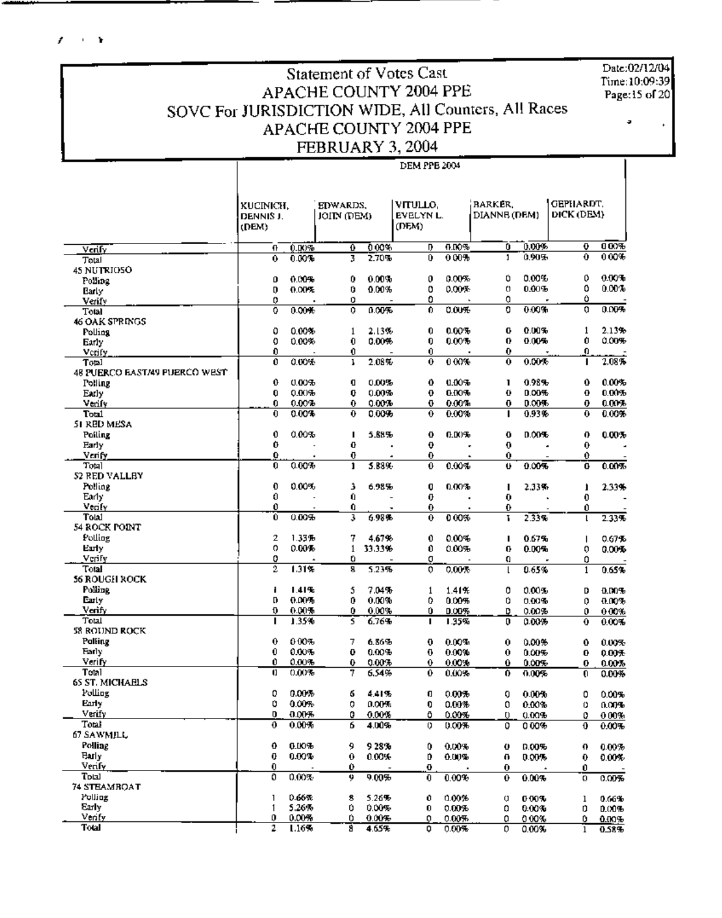# Statement of Votes Cast

## APACHE COUNTY 2004 PPE

## SOVC For JURISDICTION WIDE, All Counters, All Races

## APACHE COUNTY 2004 PPE

## FEBRUARY 3, 2004

Date:02/12/04
Time:10:09:39

DEM PPE 2004

| | KUCINICH, DENNIS J. (DEM) | | EDWARDS, JOHN (DEM) | | VITULLO, EVELYN L. (DEM) | | BARKER, DIANNE (DEM) | | GEPHARDT, DICK (DEM) | |
|---|---|---|---|---|---|---|---|---|---|---|
| Verify | 0 | 0.00% | 0 | 0.00% | 0 | 0.00% | 0 | 0.00% | 0 | 0.00% |
| Total | 0 | 0.00% | 3 | 2.70% | 0 | 0.00% | 1 | 0.90% | 0 | 0.00% |
| **45 NUTRIOSO** | | | | | | | | | | |
| Polling | 0 | 0.00% | 0 | 0.00% | 0 | 0.00% | 0 | 0.00% | 0 | 0.00% |
| Early | 0 | 0.00% | 0 | 0.00% | 0 | 0.00% | 0 | 0.00% | 0 | 0.00% |
| Verify | 0 | - | 0 | - | 0 | - | 0 | - | 0 | - |
| Total | 0 | 0.00% | 0 | 0.00% | 0 | 0.00% | 0 | 0.00% | 0 | 0.00% |
| **46 OAK SPRINGS** | | | | | | | | | | |
| Polling | 0 | 0.00% | 1 | 2.13% | 0 | 0.00% | 0 | 0.00% | 1 | 2.13% |
| Early | 0 | 0.00% | 0 | 0.00% | 0 | 0.00% | 0 | 0.00% | 0 | 0.00% |
| Verify | 0 | - | 0 | - | 0 | - | 0 | - | 0 | - |
| Total | 0 | 0.00% | 1 | 2.08% | 0 | 0.00% | 0 | 0.00% | 1 | 2.08% |
| **48 PUERCO EAST/49 PUERCO WEST** | | | | | | | | | | |
| Polling | 0 | 0.00% | 0 | 0.00% | 0 | 0.00% | 1 | 0.98% | 0 | 0.00% |
| Early | 0 | 0.00% | 0 | 0.00% | 0 | 0.00% | 0 | 0.00% | 0 | 0.00% |
| Verify | 0 | 0.00% | 0 | 0.00% | 0 | 0.00% | 0 | 0.00% | 0 | 0.00% |
| Total | 0 | 0.00% | 0 | 0.00% | 0 | 0.00% | 1 | 0.93% | 0 | 0.00% |
| **51 RED MESA** | | | | | | | | | | |
| Polling | 0 | 0.00% | 1 | 5.88% | 0 | 0.00% | 0 | 0.00% | 0 | 0.00% |
| Early | 0 | - | 0 | - | 0 | - | 0 | - | 0 | - |
| Verify | 0 | - | 0 | - | 0 | - | 0 | - | 0 | - |
| Total | 0 | 0.00% | 1 | 5.88% | 0 | 0.00% | 0 | 0.00% | 0 | 0.00% |
| **52 RED VALLEY** | | | | | | | | | | |
| Polling | 0 | 0.00% | 3 | 6.98% | 0 | 0.00% | 1 | 2.33% | 1 | 2.33% |
| Early | 0 | - | 0 | - | 0 | - | 0 | - | 0 | - |
| Verify | 0 | - | 0 | - | 0 | - | 0 | - | 0 | - |
| Total | 0 | 0.00% | 3 | 6.98% | 0 | 0.00% | 1 | 2.33% | 1 | 2.33% |
| **54 ROCK POINT** | | | | | | | | | | |
| Polling | 2 | 1.33% | 7 | 4.67% | 0 | 0.00% | 1 | 0.67% | 1 | 0.67% |
| Early | 0 | 0.00% | 1 | 33.33% | 0 | 0.00% | 0 | 0.00% | 0 | 0.00% |
| Verify | 0 | - | 0 | - | 0 | - | 0 | - | 0 | - |
| Total | 2 | 1.31% | 8 | 5.23% | 0 | 0.00% | 1 | 0.65% | 1 | 0.65% |
| **56 ROUGH ROCK** | | | | | | | | | | |
| Polling | 1 | 1.41% | 5 | 7.04% | 1 | 1.41% | 0 | 0.00% | 0 | 0.00% |
| Early | 0 | 0.00% | 0 | 0.00% | 0 | 0.00% | 0 | 0.00% | 0 | 0.00% |
| Verify | 0 | 0.00% | 0 | 0.00% | 0 | 0.00% | 0 | 0.00% | 0 | 0.00% |
| Total | 1 | 1.35% | 5 | 6.76% | 1 | 1.35% | 0 | 0.00% | 0 | 0.00% |
| **58 ROUND ROCK** | | | | | | | | | | |
| Polling | 0 | 0.00% | 7 | 6.86% | 0 | 0.00% | 0 | 0.00% | 0 | 0.00% |
| Early | 0 | 0.00% | 0 | 0.00% | 0 | 0.00% | 0 | 0.00% | 0 | 0.00% |
| Verify | 0 | 0.00% | 0 | 0.00% | 0 | 0.00% | 0 | 0.00% | 0 | 0.00% |
| Total | 0 | 0.00% | 7 | 6.54% | 0 | 0.00% | 0 | 0.00% | 0 | 0.00% |
| **65 ST. MICHAELS** | | | | | | | | | | |
| Polling | 0 | 0.00% | 6 | 4.41% | 0 | 0.00% | 0 | 0.00% | 0 | 0.00% |
| Early | 0 | 0.00% | 0 | 0.00% | 0 | 0.00% | 0 | 0.00% | 0 | 0.00% |
| Verify | 0 | 0.00% | 0 | 0.00% | 0 | 0.00% | 0 | 0.00% | 0 | 0.00% |
| Total | 0 | 0.00% | 6 | 4.00% | 0 | 0.00% | 0 | 0.00% | 0 | 0.00% |
| **67 SAWMILL** | | | | | | | | | | |
| Polling | 0 | 0.00% | 9 | 9.28% | 0 | 0.00% | 0 | 0.00% | 0 | 0.00% |
| Early | 0 | 0.00% | 0 | 0.00% | 0 | 0.00% | 0 | 0.00% | 0 | 0.00% |
| Verify | 0 | - | 0 | - | 0 | - | 0 | - | 0 | - |
| Total | 0 | 0.00% | 9 | 9.00% | 0 | 0.00% | 0 | 0.00% | 0 | 0.00% |
| **74 STEAMBOAT** | | | | | | | | | | |
| Polling | 1 | 0.66% | 8 | 5.26% | 0 | 0.00% | 0 | 0.00% | 1 | 0.66% |
| Early | 1 | 5.26% | 0 | 0.00% | 0 | 0.00% | 0 | 0.00% | 0 | 0.00% |
| Verify | 0 | 0.00% | 0 | 0.00% | 0 | 0.00% | 0 | 0.00% | 0 | 0.00% |
| Total | 2 | 1.16% | 8 | 4.65% | 0 | 0.00% | 0 | 0.00% | 1 | 0.58% |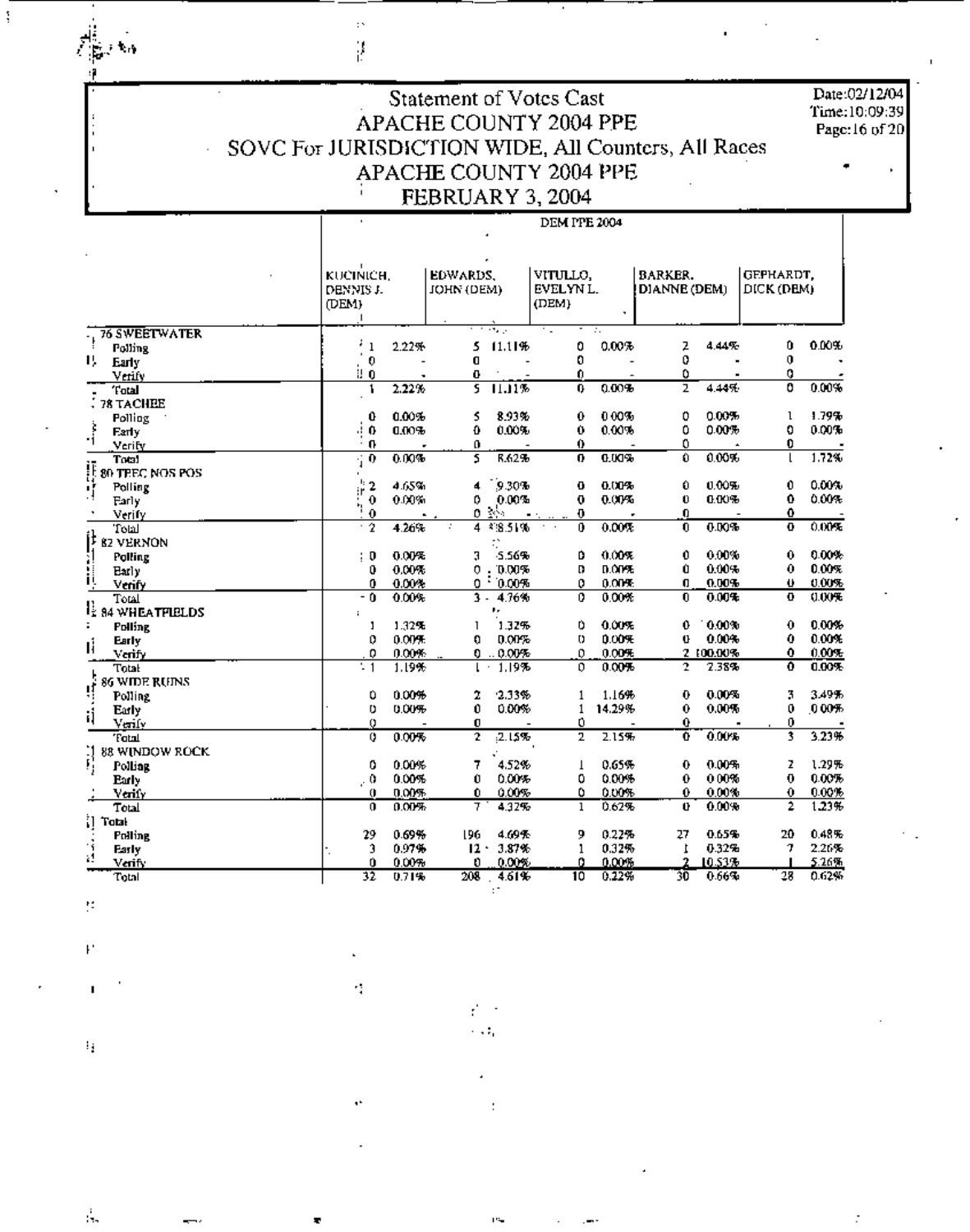# Statement of Votes Cast
## APACHE COUNTY 2004 PPE
### SOVC For JURISDICTION WIDE, All Counters, All Races
### APACHE COUNTY 2004 PPE
### FEBRUARY 3, 2004

Date:02/12/04
Time:10:09:39

| | DEM PPE 2004 | | | | | | | | | |
|---|---|---|---|---|---|---|---|---|---|---|
| | KUCINICH, DENNIS J. (DEM) | | EDWARDS, JOHN (DEM) | | VITULLO, EVELYN L. (DEM) | | BARKER, DIANNE (DEM) | | GEPHARDT, DICK (DEM) | |
| **76 SWEETWATER** | | | | | | | | | | |
| Polling | 1 | 2.22% | 5 | 11.11% | 0 | 0.00% | 2 | 4.44% | 0 | 0.00% |
| Early | 0 | - | 0 | - | 0 | - | 0 | - | 0 | - |
| Verify | 0 | - | 0 | - | 0 | - | 0 | - | 0 | - |
| Total | 1 | 2.22% | 5 | 11.11% | 0 | 0.00% | 2 | 4.44% | 0 | 0.00% |
| **78 TACHEE** | | | | | | | | | | |
| Polling | 0 | 0.00% | 5 | 8.93% | 0 | 0.00% | 0 | 0.00% | 1 | 1.79% |
| Early | 0 | 0.00% | 0 | 0.00% | 0 | 0.00% | 0 | 0.00% | 0 | 0.00% |
| Verify | 0 | - | 0 | - | 0 | - | 0 | - | 0 | - |
| Total | 0 | 0.00% | 5 | 8.62% | 0 | 0.00% | 0 | 0.00% | 1 | 1.72% |
| **80 TEEC NOS POS** | | | | | | | | | | |
| Polling | 2 | 4.65% | 4 | 9.30% | 0 | 0.00% | 0 | 0.00% | 0 | 0.00% |
| Early | 0 | 0.00% | 0 | 0.00% | 0 | 0.00% | 0 | 0.00% | 0 | 0.00% |
| Verify | 0 | - | 0 | - | 0 | - | 0 | - | 0 | - |
| Total | 2 | 4.26% | 4 | 8.51% | 0 | 0.00% | 0 | 0.00% | 0 | 0.00% |
| **82 VERNON** | | | | | | | | | | |
| Polling | 0 | 0.00% | 3 | 5.56% | 0 | 0.00% | 0 | 0.00% | 0 | 0.00% |
| Early | 0 | 0.00% | 0 | 0.00% | 0 | 0.00% | 0 | 0.00% | 0 | 0.00% |
| Verify | 0 | 0.00% | 0 | 0.00% | 0 | 0.00% | 0 | 0.00% | 0 | 0.00% |
| Total | 0 | 0.00% | 3 | 4.76% | 0 | 0.00% | 0 | 0.00% | 0 | 0.00% |
| **84 WHEATFIELDS** | | | | | | | | | | |
| Polling | 1 | 1.32% | 1 | 1.32% | 0 | 0.00% | 0 | 0.00% | 0 | 0.00% |
| Early | 0 | 0.00% | 0 | 0.00% | 0 | 0.00% | 0 | 0.00% | 0 | 0.00% |
| Verify | 0 | 0.00% | 0 | 0.00% | 0 | 0.00% | 2 | 100.00% | 0 | 0.00% |
| Total | 1 | 1.19% | 1 | 1.19% | 0 | 0.00% | 2 | 2.38% | 0 | 0.00% |
| **86 WIDE RUINS** | | | | | | | | | | |
| Polling | 0 | 0.00% | 2 | 2.33% | 1 | 1.16% | 0 | 0.00% | 3 | 3.49% |
| Early | 0 | 0.00% | 0 | 0.00% | 1 | 14.29% | 0 | 0.00% | 0 | 0.00% |
| Verify | 0 | - | 0 | - | 0 | - | 0 | - | 0 | - |
| Total | 0 | 0.00% | 2 | 2.15% | 2 | 2.15% | 0 | 0.00% | 3 | 3.23% |
| **88 WINDOW ROCK** | | | | | | | | | | |
| Polling | 0 | 0.00% | 7 | 4.52% | 1 | 0.65% | 0 | 0.00% | 2 | 1.29% |
| Early | 0 | 0.00% | 0 | 0.00% | 0 | 0.00% | 0 | 0.00% | 0 | 0.00% |
| Verify | 0 | 0.00% | 0 | 0.00% | 0 | 0.00% | 0 | 0.00% | 0 | 0.00% |
| Total | 0 | 0.00% | 7 | 4.32% | 1 | 0.62% | 0 | 0.00% | 2 | 1.23% |
| **Total** | | | | | | | | | | |
| Polling | 29 | 0.69% | 196 | 4.69% | 9 | 0.22% | 27 | 0.65% | 20 | 0.48% |
| Early | 3 | 0.97% | 12 | 3.87% | 1 | 0.32% | 1 | 0.32% | 7 | 2.26% |
| Verify | 0 | 0.00% | 0 | 0.00% | 0 | 0.00% | 2 | 10.53% | 1 | 5.26% |
| Total | 32 | 0.71% | 208 | 4.61% | 10 | 0.22% | 30 | 0.66% | 28 | 0.62% |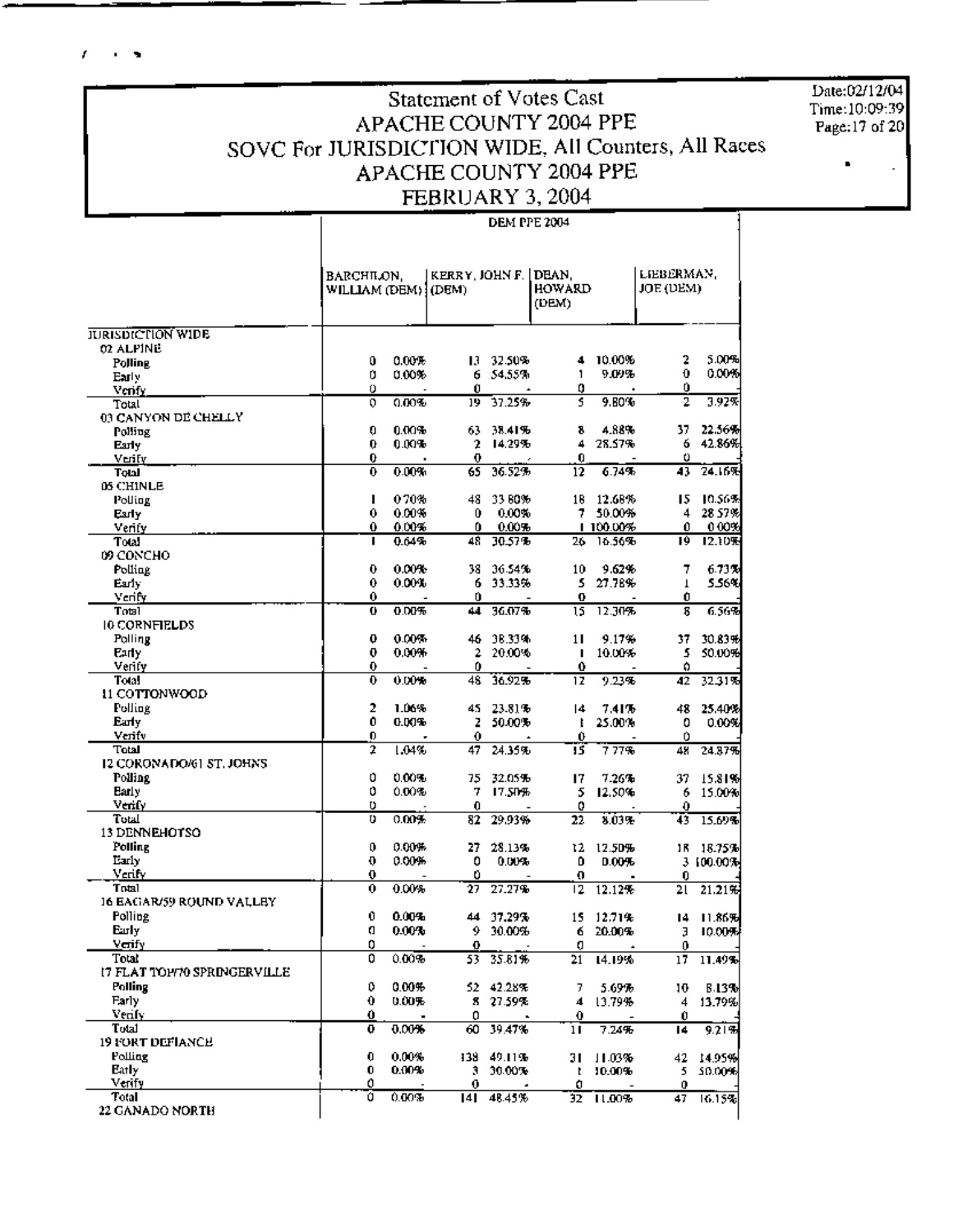# Statement of Votes Cast
## APACHE COUNTY 2004 PPE
## SOVC For JURISDICTION WIDE, All Counters, All Races
## APACHE COUNTY 2004 PPE
## FEBRUARY 3, 2004

Date:02/12/04
Time:10:09:39

| | DEM PPE 2004 | | | | | | | |
|---|---|---|---|---|---|---|---|---|
| | BARCHILON, WILLIAM (DEM) | | KERRY, JOHN F. (DEM) | | DEAN, HOWARD (DEM) | | LIEBERMAN, JOE (DEM) | |
| **JURISDICTION WIDE** | | | | | | | | |
| **02 ALPINE** | | | | | | | | |
| Polling | 0 | 0.00% | 13 | 32.50% | 4 | 10.00% | 2 | 5.00% |
| Early | 0 | 0.00% | 6 | 54.55% | 1 | 9.09% | 0 | 0.00% |
| Verify | 0 | - | 0 | - | 0 | - | 0 | - |
| Total | 0 | 0.00% | 19 | 37.25% | 5 | 9.80% | 2 | 3.92% |
| **03 CANYON DE CHELLY** | | | | | | | | |
| Polling | 0 | 0.00% | 63 | 38.41% | 8 | 4.88% | 37 | 22.56% |
| Early | 0 | 0.00% | 2 | 14.29% | 4 | 28.57% | 6 | 42.86% |
| Verify | 0 | - | 0 | - | 0 | - | 0 | - |
| Total | 0 | 0.00% | 65 | 36.52% | 12 | 6.74% | 43 | 24.16% |
| **05 CHINLE** | | | | | | | | |
| Polling | 1 | 0.70% | 48 | 33.80% | 18 | 12.68% | 15 | 10.56% |
| Early | 0 | 0.00% | 0 | 0.00% | 7 | 50.00% | 4 | 28.57% |
| Verify | 0 | 0.00% | 0 | 0.00% | 1 | 100.00% | 0 | 0.00% |
| Total | 1 | 0.64% | 48 | 30.57% | 26 | 16.56% | 19 | 12.10% |
| **09 CONCHO** | | | | | | | | |
| Polling | 0 | 0.00% | 38 | 36.54% | 10 | 9.62% | 7 | 6.73% |
| Early | 0 | 0.00% | 6 | 33.33% | 5 | 27.78% | 1 | 5.56% |
| Verify | 0 | - | 0 | - | 0 | - | 0 | - |
| Total | 0 | 0.00% | 44 | 36.07% | 15 | 12.30% | 8 | 6.56% |
| **10 CORNFIELDS** | | | | | | | | |
| Polling | 0 | 0.00% | 46 | 38.33% | 11 | 9.17% | 37 | 30.83% |
| Early | 0 | 0.00% | 2 | 20.00% | 1 | 10.00% | 5 | 50.00% |
| Verify | 0 | - | 0 | - | 0 | - | 0 | - |
| Total | 0 | 0.00% | 48 | 36.92% | 12 | 9.23% | 42 | 32.31% |
| **11 COTTONWOOD** | | | | | | | | |
| Polling | 2 | 1.06% | 45 | 23.81% | 14 | 7.41% | 48 | 25.40% |
| Early | 0 | 0.00% | 2 | 50.00% | 1 | 25.00% | 0 | 0.00% |
| Verify | 0 | - | 0 | - | 0 | - | 0 | - |
| Total | 2 | 1.04% | 47 | 24.35% | 15 | 7.77% | 48 | 24.87% |
| **12 CORONADO/61 ST. JOHNS** | | | | | | | | |
| Polling | 0 | 0.00% | 75 | 32.05% | 17 | 7.26% | 37 | 15.81% |
| Early | 0 | 0.00% | 7 | 17.50% | 5 | 12.50% | 6 | 15.00% |
| Verify | 0 | - | 0 | - | 0 | - | 0 | - |
| Total | 0 | 0.00% | 82 | 29.93% | 22 | 8.03% | 43 | 15.69% |
| **13 DENNEHOTSO** | | | | | | | | |
| Polling | 0 | 0.00% | 27 | 28.13% | 12 | 12.50% | 18 | 18.75% |
| Early | 0 | 0.00% | 0 | 0.00% | 0 | 0.00% | 3 | 100.00% |
| Verify | 0 | - | 0 | - | 0 | - | 0 | - |
| Total | 0 | 0.00% | 27 | 27.27% | 12 | 12.12% | 21 | 21.21% |
| **16 EAGAR/59 ROUND VALLEY** | | | | | | | | |
| Polling | 0 | 0.00% | 44 | 37.29% | 15 | 12.71% | 14 | 11.86% |
| Early | 0 | 0.00% | 9 | 30.00% | 6 | 20.00% | 3 | 10.00% |
| Verify | 0 | - | 0 | - | 0 | - | 0 | - |
| Total | 0 | 0.00% | 53 | 35.81% | 21 | 14.19% | 17 | 11.49% |
| **17 FLAT TOP/70 SPRINGERVILLE** | | | | | | | | |
| Polling | 0 | 0.00% | 52 | 42.28% | 7 | 5.69% | 10 | 8.13% |
| Early | 0 | 0.00% | 8 | 27.59% | 4 | 13.79% | 4 | 13.79% |
| Verify | 0 | - | 0 | - | 0 | - | 0 | - |
| Total | 0 | 0.00% | 60 | 39.47% | 11 | 7.24% | 14 | 9.21% |
| **19 FORT DEFIANCE** | | | | | | | | |
| Polling | 0 | 0.00% | 138 | 49.11% | 31 | 11.03% | 42 | 14.95% |
| Early | 0 | 0.00% | 3 | 30.00% | 1 | 10.00% | 5 | 50.00% |
| Verify | 0 | - | 0 | - | 0 | - | 0 | - |
| Total | 0 | 0.00% | 141 | 48.45% | 32 | 11.00% | 47 | 16.15% |
| **22 GANADO NORTH** | | | | | | | | |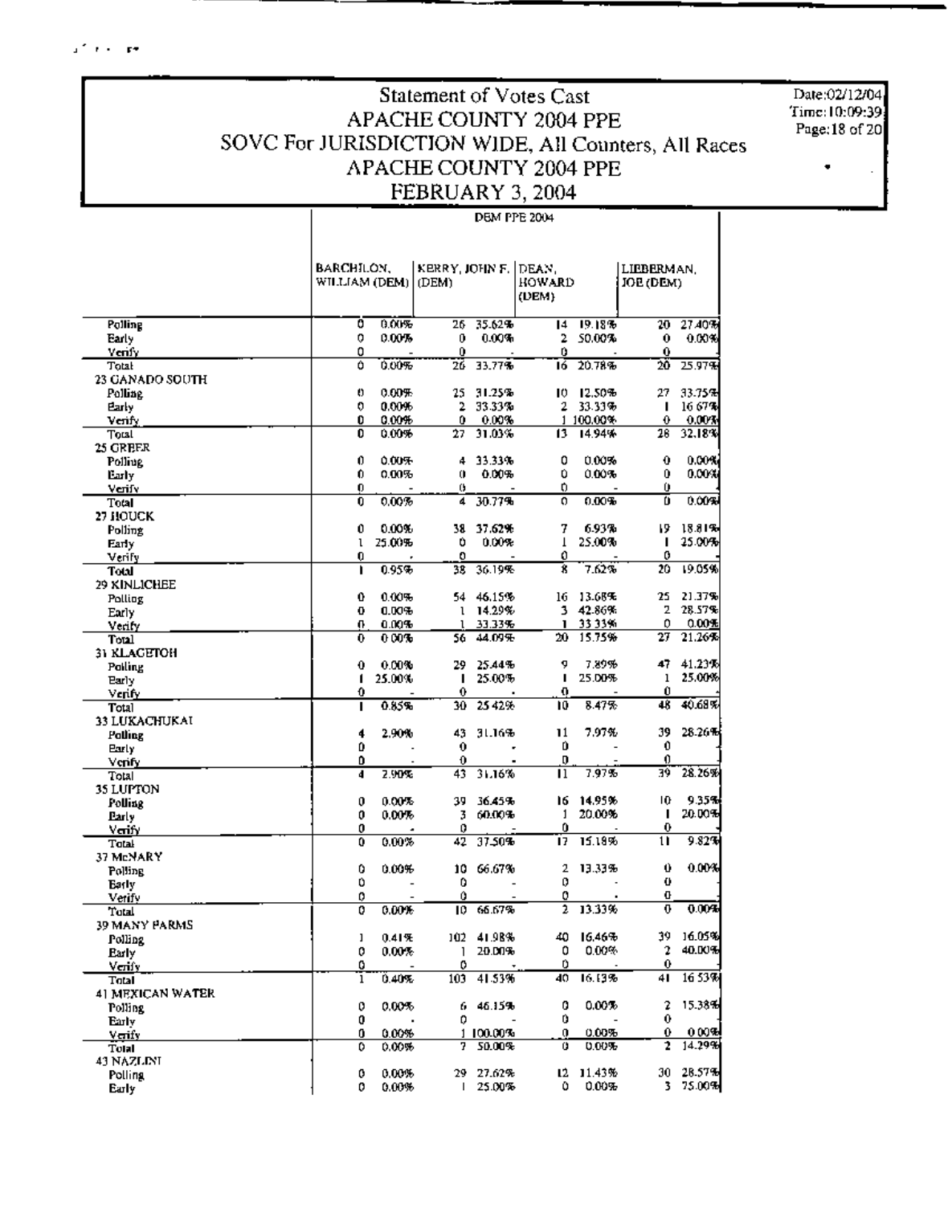# Statement of Votes Cast
## APACHE COUNTY 2004 PPE
## SOVC For JURISDICTION WIDE, All Counters, All Races
## APACHE COUNTY 2004 PPE
## FEBRUARY 3, 2004

Date:02/12/04
Time:10:09:39

DEM PPE 2004

| | BARCHILON, WILLIAM (DEM) | | KERRY, JOHN F. (DEM) | | DEAN, HOWARD (DEM) | | LIEBERMAN, JOE (DEM) | |
|---|---|---|---|---|---|---|---|---|
| Polling | 0 | 0.00% | 26 | 35.62% | 14 | 19.18% | 20 | 27.40% |
| Early | 0 | 0.00% | 0 | 0.00% | 2 | 50.00% | 0 | 0.00% |
| Verify | 0 | - | 0 | - | 0 | - | 0 | |
| Total | 0 | 0.00% | 26 | 33.77% | 16 | 20.78% | 20 | 25.97% |
| **23 GANADO SOUTH** | | | | | | | | |
| Polling | 0 | 0.00% | 25 | 31.25% | 10 | 12.50% | 27 | 33.75% |
| Early | 0 | 0.00% | 2 | 33.33% | 2 | 33.33% | 1 | 16.67% |
| Verify | 0 | 0.00% | 0 | 0.00% | 1 | 100.00% | 0 | 0.00% |
| Total | 0 | 0.00% | 27 | 31.03% | 13 | 14.94% | 28 | 32.18% |
| **25 GREER** | | | | | | | | |
| Polling | 0 | 0.00% | 4 | 33.33% | 0 | 0.00% | 0 | 0.00% |
| Early | 0 | 0.00% | 0 | 0.00% | 0 | 0.00% | 0 | 0.00% |
| Verify | 0 | - | 0 | - | 0 | - | 0 | |
| Total | 0 | 0.00% | 4 | 30.77% | 0 | 0.00% | 0 | 0.00% |
| **27 HOUCK** | | | | | | | | |
| Polling | 0 | 0.00% | 38 | 37.62% | 7 | 6.93% | 19 | 18.81% |
| Early | 1 | 25.00% | 0 | 0.00% | 1 | 25.00% | 1 | 25.00% |
| Verify | 0 | - | 0 | - | 0 | - | 0 | |
| Total | 1 | 0.95% | 38 | 36.19% | 8 | 7.62% | 20 | 19.05% |
| **29 KINLICHEE** | | | | | | | | |
| Polling | 0 | 0.00% | 54 | 46.15% | 16 | 13.68% | 25 | 21.37% |
| Early | 0 | 0.00% | 1 | 14.29% | 3 | 42.86% | 2 | 28.57% |
| Verify | 0 | 0.00% | 1 | 33.33% | 1 | 33.33% | 0 | 0.00% |
| Total | 0 | 0.00% | 56 | 44.09% | 20 | 15.75% | 27 | 21.26% |
| **31 KLAGETOH** | | | | | | | | |
| Polling | 0 | 0.00% | 29 | 25.44% | 9 | 7.89% | 47 | 41.23% |
| Early | 1 | 25.00% | 1 | 25.00% | 1 | 25.00% | 1 | 25.00% |
| Verify | 0 | - | 0 | - | 0 | - | 0 | |
| Total | 1 | 0.85% | 30 | 25.42% | 10 | 8.47% | 48 | 40.68% |
| **33 LUKACHUKAI** | | | | | | | | |
| Polling | 4 | 2.90% | 43 | 31.16% | 11 | 7.97% | 39 | 28.26% |
| Early | 0 | - | 0 | - | 0 | - | 0 | |
| Verify | 0 | - | 0 | - | 0 | - | 0 | |
| Total | 4 | 2.90% | 43 | 31.16% | 11 | 7.97% | 39 | 28.26% |
| **35 LUPTON** | | | | | | | | |
| Polling | 0 | 0.00% | 39 | 36.45% | 16 | 14.95% | 10 | 9.35% |
| Early | 0 | 0.00% | 3 | 60.00% | 1 | 20.00% | 1 | 20.00% |
| Verify | 0 | - | 0 | - | 0 | - | 0 | |
| Total | 0 | 0.00% | 42 | 37.50% | 17 | 15.18% | 11 | 9.82% |
| **37 McNARY** | | | | | | | | |
| Polling | 0 | 0.00% | 10 | 66.67% | 2 | 13.33% | 0 | 0.00% |
| Early | 0 | - | 0 | - | 0 | - | 0 | |
| Verify | 0 | - | 0 | - | 0 | - | 0 | |
| Total | 0 | 0.00% | 10 | 66.67% | 2 | 13.33% | 0 | 0.00% |
| **39 MANY FARMS** | | | | | | | | |
| Polling | 1 | 0.41% | 102 | 41.98% | 40 | 16.46% | 39 | 16.05% |
| Early | 0 | 0.00% | 1 | 20.00% | 0 | 0.00% | 2 | 40.00% |
| Verify | 0 | - | 0 | - | 0 | - | 0 | |
| Total | 1 | 0.40% | 103 | 41.53% | 40 | 16.13% | 41 | 16.53% |
| **41 MEXICAN WATER** | | | | | | | | |
| Polling | 0 | 0.00% | 6 | 46.15% | 0 | 0.00% | 2 | 15.38% |
| Early | 0 | - | 0 | - | 0 | - | 0 | |
| Verify | 0 | 0.00% | 1 | 100.00% | 0 | 0.00% | 0 | 0.00% |
| Total | 0 | 0.00% | 7 | 50.00% | 0 | 0.00% | 2 | 14.29% |
| **43 NAZLINI** | | | | | | | | |
| Polling | 0 | 0.00% | 29 | 27.62% | 12 | 11.43% | 30 | 28.57% |
| Early | 0 | 0.00% | 1 | 25.00% | 0 | 0.00% | 3 | 75.00% |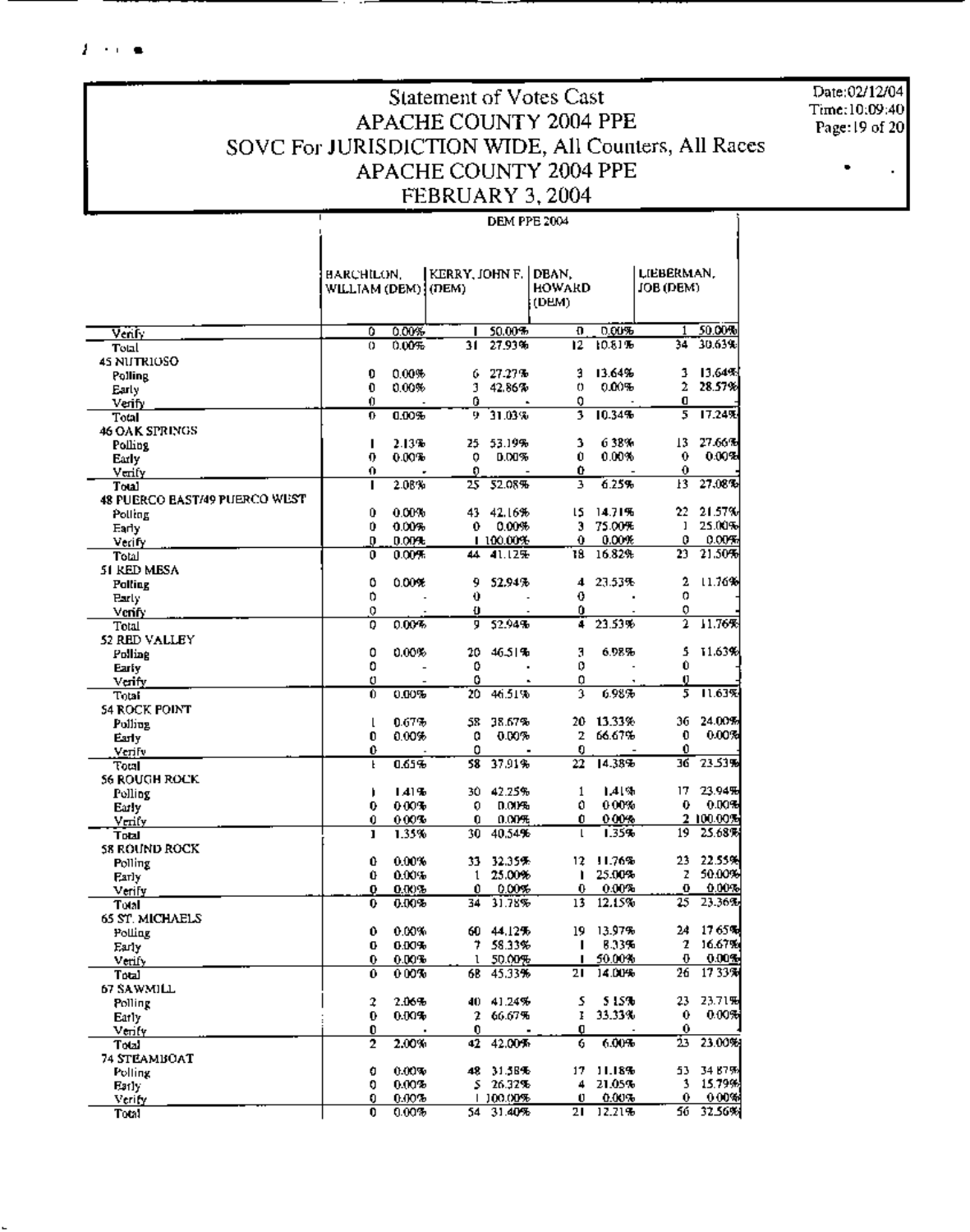# Statement of Votes Cast
## APACHE COUNTY 2004 PPE
## SOVC For JURISDICTION WIDE, All Counters, All Races
## APACHE COUNTY 2004 PPE
## FEBRUARY 3, 2004

Date:02/12/04
Time:10:09:40

| | DEM PPE 2004 | | | | | | | |
|---|---|---|---|---|---|---|---|---|
| | BARCHILON, WILLIAM (DEM) | | KERRY, JOHN F. (DEM) | | DEAN, HOWARD (DEM) | | LIEBERMAN, JOE (DEM) | |
| Verify | 0 | 0.00% | 1 | 50.00% | 0 | 0.00% | 1 | 50.00% |
| Total | 0 | 0.00% | 31 | 27.93% | 12 | 10.81% | 34 | 30.63% |
| **45 NUTRIOSO** | | | | | | | | |
| Polling | 0 | 0.00% | 6 | 27.27% | 3 | 13.64% | 3 | 13.64% |
| Early | 0 | 0.00% | 3 | 42.86% | 0 | 0.00% | 2 | 28.57% |
| Verify | 0 | - | 0 | - | 0 | - | 0 | - |
| Total | 0 | 0.00% | 9 | 31.03% | 3 | 10.34% | 5 | 17.24% |
| **46 OAK SPRINGS** | | | | | | | | |
| Polling | 1 | 2.13% | 25 | 53.19% | 3 | 6.38% | 13 | 27.66% |
| Early | 0 | 0.00% | 0 | 0.00% | 0 | 0.00% | 0 | 0.00% |
| Verify | 0 | - | 0 | - | 0 | - | 0 | - |
| Total | 1 | 2.08% | 25 | 52.08% | 3 | 6.25% | 13 | 27.08% |
| **48 PUERCO EAST/49 PUERCO WEST** | | | | | | | | |
| Polling | 0 | 0.00% | 43 | 42.16% | 15 | 14.71% | 22 | 21.57% |
| Early | 0 | 0.00% | 0 | 0.00% | 3 | 75.00% | 1 | 25.00% |
| Verify | 0 | 0.00% | 1 | 100.00% | 0 | 0.00% | 0 | 0.00% |
| Total | 0 | 0.00% | 44 | 41.12% | 18 | 16.82% | 23 | 21.50% |
| **51 RED MESA** | | | | | | | | |
| Polling | 0 | 0.00% | 9 | 52.94% | 4 | 23.53% | 2 | 11.76% |
| Early | 0 | - | 0 | - | 0 | - | 0 | - |
| Verify | 0 | - | 0 | - | 0 | - | 0 | - |
| Total | 0 | 0.00% | 9 | 52.94% | 4 | 23.53% | 2 | 11.76% |
| **52 RED VALLEY** | | | | | | | | |
| Polling | 0 | 0.00% | 20 | 46.51% | 3 | 6.98% | 5 | 11.63% |
| Early | 0 | - | 0 | - | 0 | - | 0 | - |
| Verify | 0 | - | 0 | - | 0 | - | 0 | - |
| Total | 0 | 0.00% | 20 | 46.51% | 3 | 6.98% | 5 | 11.63% |
| **54 ROCK POINT** | | | | | | | | |
| Polling | 1 | 0.67% | 58 | 38.67% | 20 | 13.33% | 36 | 24.00% |
| Early | 0 | 0.00% | 0 | 0.00% | 2 | 66.67% | 0 | 0.00% |
| Verify | 0 | - | 0 | - | 0 | - | 0 | - |
| Total | 1 | 0.65% | 58 | 37.91% | 22 | 14.38% | 36 | 23.53% |
| **56 ROUGH ROCK** | | | | | | | | |
| Polling | 1 | 1.41% | 30 | 42.25% | 1 | 1.41% | 17 | 23.94% |
| Early | 0 | 0.00% | 0 | 0.00% | 0 | 0.00% | 0 | 0.00% |
| Verify | 0 | 0.00% | 0 | 0.00% | 0 | 0.00% | 2 | 100.00% |
| Total | 1 | 1.35% | 30 | 40.54% | 1 | 1.35% | 19 | 25.68% |
| **58 ROUND ROCK** | | | | | | | | |
| Polling | 0 | 0.00% | 33 | 32.35% | 12 | 11.76% | 23 | 22.55% |
| Early | 0 | 0.00% | 1 | 25.00% | 1 | 25.00% | 2 | 50.00% |
| Verify | 0 | 0.00% | 0 | 0.00% | 0 | 0.00% | 0 | 0.00% |
| Total | 0 | 0.00% | 34 | 31.78% | 13 | 12.15% | 25 | 23.36% |
| **65 ST. MICHAELS** | | | | | | | | |
| Polling | 0 | 0.00% | 60 | 44.12% | 19 | 13.97% | 24 | 17.65% |
| Early | 0 | 0.00% | 7 | 58.33% | 1 | 8.33% | 2 | 16.67% |
| Verify | 0 | 0.00% | 1 | 50.00% | 1 | 50.00% | 0 | 0.00% |
| Total | 0 | 0.00% | 68 | 45.33% | 21 | 14.00% | 26 | 17.33% |
| **67 SAWMILL** | | | | | | | | |
| Polling | 2 | 2.06% | 40 | 41.24% | 5 | 5.15% | 23 | 23.71% |
| Early | 0 | 0.00% | 2 | 66.67% | 1 | 33.33% | 0 | 0.00% |
| Verify | 0 | - | 0 | - | 0 | - | 0 | - |
| Total | 2 | 2.00% | 42 | 42.00% | 6 | 6.00% | 23 | 23.00% |
| **74 STEAMBOAT** | | | | | | | | |
| Polling | 0 | 0.00% | 48 | 31.58% | 17 | 11.18% | 53 | 34.87% |
| Early | 0 | 0.00% | 5 | 26.32% | 4 | 21.05% | 3 | 15.79% |
| Verify | 0 | 0.00% | 1 | 100.00% | 0 | 0.00% | 0 | 0.00% |
| Total | 0 | 0.00% | 54 | 31.40% | 21 | 12.21% | 56 | 32.56% |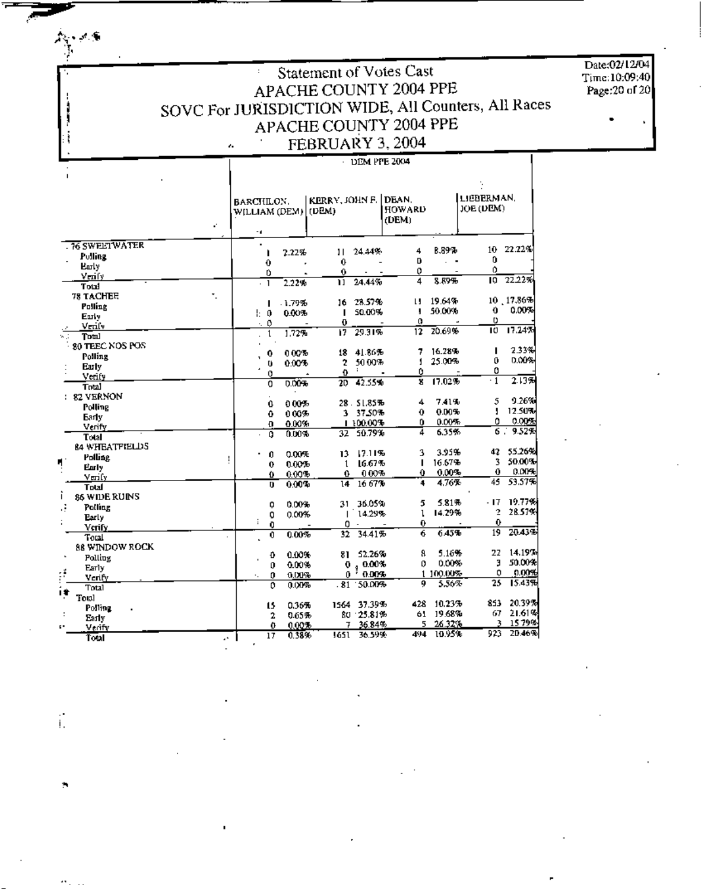# Statement of Votes Cast

## APACHE COUNTY 2004 PPE

## SOVC For JURISDICTION WIDE, All Counters, All Races

## APACHE COUNTY 2004 PPE

## FEBRUARY 3, 2004

Date:02/12/04
Time:10:09:40

DEM PPE 2004

| | BARCHILON, WILLIAM (DEM) | | KERRY, JOHN F. (DEM) | | DEAN, HOWARD (DEM) | | LIEBERMAN, JOE (DEM) | |
|---|---|---|---|---|---|---|---|---|
| **76 SWEETWATER** | | | | | | | | |
| Polling | 1 | 2.22% | 11 | 24.44% | 4 | 8.89% | 10 | 22.22% |
| Early | 0 | - | 0 | - | 0 | - | 0 | - |
| Verify | 0 | - | 0 | - | 0 | - | 0 | - |
| Total | 1 | 2.22% | 11 | 24.44% | 4 | 8.89% | 10 | 22.22% |
| **78 TACHEE** | | | | | | | | |
| Polling | 1 | 1.79% | 16 | 28.57% | 11 | 19.64% | 10 | 17.86% |
| Early | 0 | 0.00% | 1 | 50.00% | 1 | 50.00% | 0 | 0.00% |
| Verify | 0 | - | 0 | - | 0 | - | 0 | - |
| Total | 1 | 1.72% | 17 | 29.31% | 12 | 20.69% | 10 | 17.24% |
| **80 TEEC NOS POS** | | | | | | | | |
| Polling | 0 | 0.00% | 18 | 41.86% | 7 | 16.28% | 1 | 2.33% |
| Early | 0 | 0.00% | 2 | 50.00% | 1 | 25.00% | 0 | 0.00% |
| Verify | 0 | - | 0 | - | 0 | - | 0 | - |
| Total | 0 | 0.00% | 20 | 42.55% | 8 | 17.02% | 1 | 2.13% |
| **82 VERNON** | | | | | | | | |
| Polling | 0 | 0.00% | 28 | 51.85% | 4 | 7.41% | 5 | 9.26% |
| Early | 0 | 0.00% | 3 | 37.50% | 0 | 0.00% | 1 | 12.50% |
| Verify | 0 | 0.00% | 1 | 100.00% | 0 | 0.00% | 0 | 0.00% |
| Total | 0 | 0.00% | 32 | 50.79% | 4 | 6.35% | 6 | 9.52% |
| **84 WHEATFIELDS** | | | | | | | | |
| Polling | 0 | 0.00% | 13 | 17.11% | 3 | 3.95% | 42 | 55.26% |
| Early | 0 | 0.00% | 1 | 16.67% | 1 | 16.67% | 3 | 50.00% |
| Verify | 0 | 0.00% | 0 | 0.00% | 0 | 0.00% | 0 | 0.00% |
| Total | 0 | 0.00% | 14 | 16.67% | 4 | 4.76% | 45 | 53.57% |
| **86 WIDE RUINS** | | | | | | | | |
| Polling | 0 | 0.00% | 31 | 36.05% | 5 | 5.81% | 17 | 19.77% |
| Early | 0 | 0.00% | 1 | 14.29% | 1 | 14.29% | 2 | 28.57% |
| Verify | 0 | - | 0 | - | 0 | - | 0 | - |
| Total | 0 | 0.00% | 32 | 34.41% | 6 | 6.45% | 19 | 20.43% |
| **88 WINDOW ROCK** | | | | | | | | |
| Polling | 0 | 0.00% | 81 | 52.26% | 8 | 5.16% | 22 | 14.19% |
| Early | 0 | 0.00% | 0 | 0.00% | 0 | 0.00% | 3 | 50.00% |
| Verify | 0 | 0.00% | 0 | 0.00% | 1 | 100.00% | 0 | 0.00% |
| Total | 0 | 0.00% | 81 | 50.00% | 9 | 5.56% | 25 | 15.43% |
| **Total** | | | | | | | | |
| Polling | 15 | 0.36% | 1564 | 37.39% | 428 | 10.23% | 853 | 20.39% |
| Early | 2 | 0.65% | 80 | 25.81% | 61 | 19.68% | 67 | 21.61% |
| Verify | 0 | 0.00% | 7 | 36.84% | 5 | 26.32% | 3 | 15.79% |
| Total | 17 | 0.38% | 1651 | 36.59% | 494 | 10.95% | 923 | 20.46% |